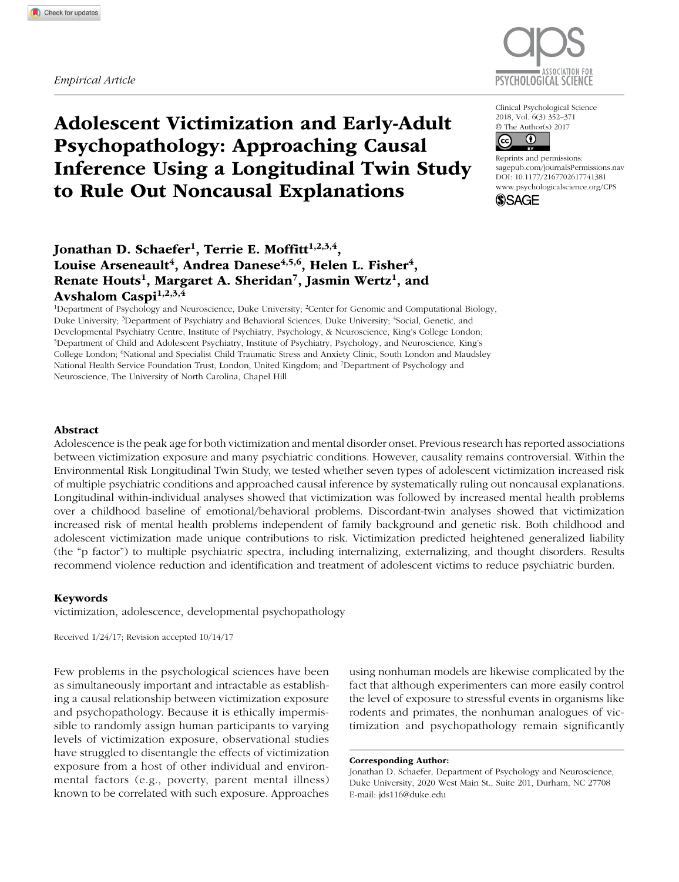*Empirical Article*

# Adolescent Victimization and Early-Adult Psychopathology: Approaching Causal Inference Using a Longitudinal Twin Study to Rule Out Noncausal Explanations

Clinical Psychological Science
2018, Vol. 6(3) 352–371
© The Author(s) 2017
Reprints and permissions: sagepub.com/journalsPermissions.nav
DOI: 10.1177/2167702617741381
www.psychologicalscience.org/CPS

**Jonathan D. Schaefer[1], Terrie E. Moffitt[1,2,3,4], Louise Arseneault[4], Andrea Danese[4,5,6], Helen L. Fisher[4], Renate Houts[1], Margaret A. Sheridan[7], Jasmin Wertz[1], and Avshalom Caspi[1,2,3,4]**

[1]Department of Psychology and Neuroscience, Duke University; [2]Center for Genomic and Computational Biology, Duke University; [3]Department of Psychiatry and Behavioral Sciences, Duke University; [4]Social, Genetic, and Developmental Psychiatry Centre, Institute of Psychiatry, Psychology, & Neuroscience, King's College London; [5]Department of Child and Adolescent Psychiatry, Institute of Psychiatry, Psychology, and Neuroscience, King's College London; [6]National and Specialist Child Traumatic Stress and Anxiety Clinic, South London and Maudsley National Health Service Foundation Trust, London, United Kingdom; and [7]Department of Psychology and Neuroscience, The University of North Carolina, Chapel Hill

## Abstract

Adolescence is the peak age for both victimization and mental disorder onset. Previous research has reported associations between victimization exposure and many psychiatric conditions. However, causality remains controversial. Within the Environmental Risk Longitudinal Twin Study, we tested whether seven types of adolescent victimization increased risk of multiple psychiatric conditions and approached causal inference by systematically ruling out noncausal explanations. Longitudinal within-individual analyses showed that victimization was followed by increased mental health problems over a childhood baseline of emotional/behavioral problems. Discordant-twin analyses showed that victimization increased risk of mental health problems independent of family background and genetic risk. Both childhood and adolescent victimization made unique contributions to risk. Victimization predicted heightened generalized liability (the "p factor") to multiple psychiatric spectra, including internalizing, externalizing, and thought disorders. Results recommend violence reduction and identification and treatment of adolescent victims to reduce psychiatric burden.

### Keywords

victimization, adolescence, developmental psychopathology

Received 1/24/17; Revision accepted 10/14/17

Few problems in the psychological sciences have been as simultaneously important and intractable as establishing a causal relationship between victimization exposure and psychopathology. Because it is ethically impermissible to randomly assign human participants to varying levels of victimization exposure, observational studies have struggled to disentangle the effects of victimization exposure from a host of other individual and environmental factors (e.g., poverty, parent mental illness) known to be correlated with such exposure. Approaches using nonhuman models are likewise complicated by the fact that although experimenters can more easily control the level of exposure to stressful events in organisms like rodents and primates, the nonhuman analogues of victimization and psychopathology remain significantly

**Corresponding Author:**
Jonathan D. Schaefer, Department of Psychology and Neuroscience, Duke University, 2020 West Main St., Suite 201, Durham, NC 27708
E-mail: jds116@duke.edu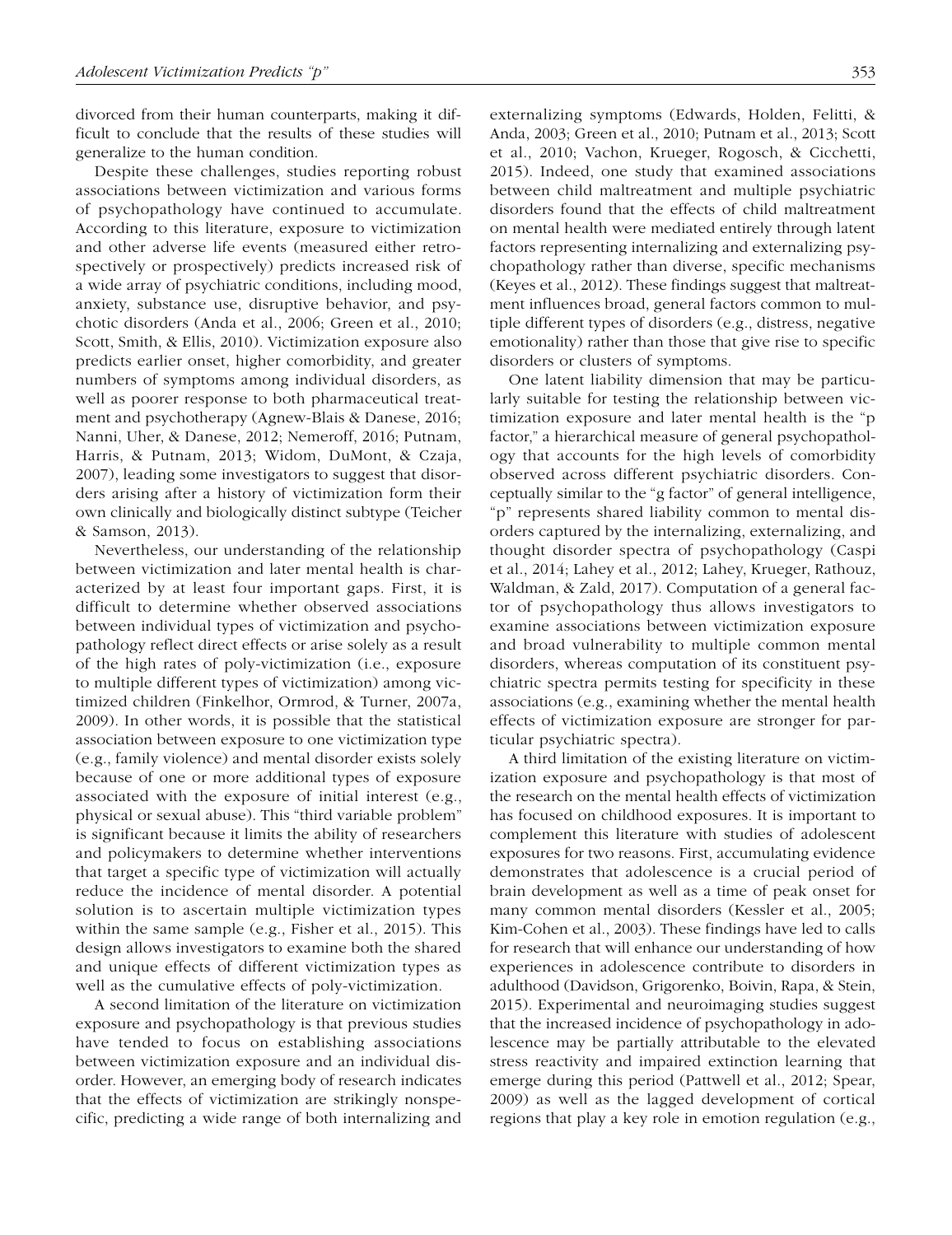divorced from their human counterparts, making it difficult to conclude that the results of these studies will generalize to the human condition.

Despite these challenges, studies reporting robust associations between victimization and various forms of psychopathology have continued to accumulate. According to this literature, exposure to victimization and other adverse life events (measured either retrospectively or prospectively) predicts increased risk of a wide array of psychiatric conditions, including mood, anxiety, substance use, disruptive behavior, and psychotic disorders (Anda et al., 2006; Green et al., 2010; Scott, Smith, & Ellis, 2010). Victimization exposure also predicts earlier onset, higher comorbidity, and greater numbers of symptoms among individual disorders, as well as poorer response to both pharmaceutical treatment and psychotherapy (Agnew-Blais & Danese, 2016; Nanni, Uher, & Danese, 2012; Nemeroff, 2016; Putnam, Harris, & Putnam, 2013; Widom, DuMont, & Czaja, 2007), leading some investigators to suggest that disorders arising after a history of victimization form their own clinically and biologically distinct subtype (Teicher & Samson, 2013).

Nevertheless, our understanding of the relationship between victimization and later mental health is characterized by at least four important gaps. First, it is difficult to determine whether observed associations between individual types of victimization and psychopathology reflect direct effects or arise solely as a result of the high rates of poly-victimization (i.e., exposure to multiple different types of victimization) among victimized children (Finkelhor, Ormrod, & Turner, 2007a, 2009). In other words, it is possible that the statistical association between exposure to one victimization type (e.g., family violence) and mental disorder exists solely because of one or more additional types of exposure associated with the exposure of initial interest (e.g., physical or sexual abuse). This "third variable problem" is significant because it limits the ability of researchers and policymakers to determine whether interventions that target a specific type of victimization will actually reduce the incidence of mental disorder. A potential solution is to ascertain multiple victimization types within the same sample (e.g., Fisher et al., 2015). This design allows investigators to examine both the shared and unique effects of different victimization types as well as the cumulative effects of poly-victimization.

A second limitation of the literature on victimization exposure and psychopathology is that previous studies have tended to focus on establishing associations between victimization exposure and an individual disorder. However, an emerging body of research indicates that the effects of victimization are strikingly nonspecific, predicting a wide range of both internalizing and externalizing symptoms (Edwards, Holden, Felitti, & Anda, 2003; Green et al., 2010; Putnam et al., 2013; Scott et al., 2010; Vachon, Krueger, Rogosch, & Cicchetti, 2015). Indeed, one study that examined associations between child maltreatment and multiple psychiatric disorders found that the effects of child maltreatment on mental health were mediated entirely through latent factors representing internalizing and externalizing psychopathology rather than diverse, specific mechanisms (Keyes et al., 2012). These findings suggest that maltreatment influences broad, general factors common to multiple different types of disorders (e.g., distress, negative emotionality) rather than those that give rise to specific disorders or clusters of symptoms.

One latent liability dimension that may be particularly suitable for testing the relationship between victimization exposure and later mental health is the "p factor," a hierarchical measure of general psychopathology that accounts for the high levels of comorbidity observed across different psychiatric disorders. Conceptually similar to the "g factor" of general intelligence, "p" represents shared liability common to mental disorders captured by the internalizing, externalizing, and thought disorder spectra of psychopathology (Caspi et al., 2014; Lahey et al., 2012; Lahey, Krueger, Rathouz, Waldman, & Zald, 2017). Computation of a general factor of psychopathology thus allows investigators to examine associations between victimization exposure and broad vulnerability to multiple common mental disorders, whereas computation of its constituent psychiatric spectra permits testing for specificity in these associations (e.g., examining whether the mental health effects of victimization exposure are stronger for particular psychiatric spectra).

A third limitation of the existing literature on victimization exposure and psychopathology is that most of the research on the mental health effects of victimization has focused on childhood exposures. It is important to complement this literature with studies of adolescent exposures for two reasons. First, accumulating evidence demonstrates that adolescence is a crucial period of brain development as well as a time of peak onset for many common mental disorders (Kessler et al., 2005; Kim-Cohen et al., 2003). These findings have led to calls for research that will enhance our understanding of how experiences in adolescence contribute to disorders in adulthood (Davidson, Grigorenko, Boivin, Rapa, & Stein, 2015). Experimental and neuroimaging studies suggest that the increased incidence of psychopathology in adolescence may be partially attributable to the elevated stress reactivity and impaired extinction learning that emerge during this period (Pattwell et al., 2012; Spear, 2009) as well as the lagged development of cortical regions that play a key role in emotion regulation (e.g.,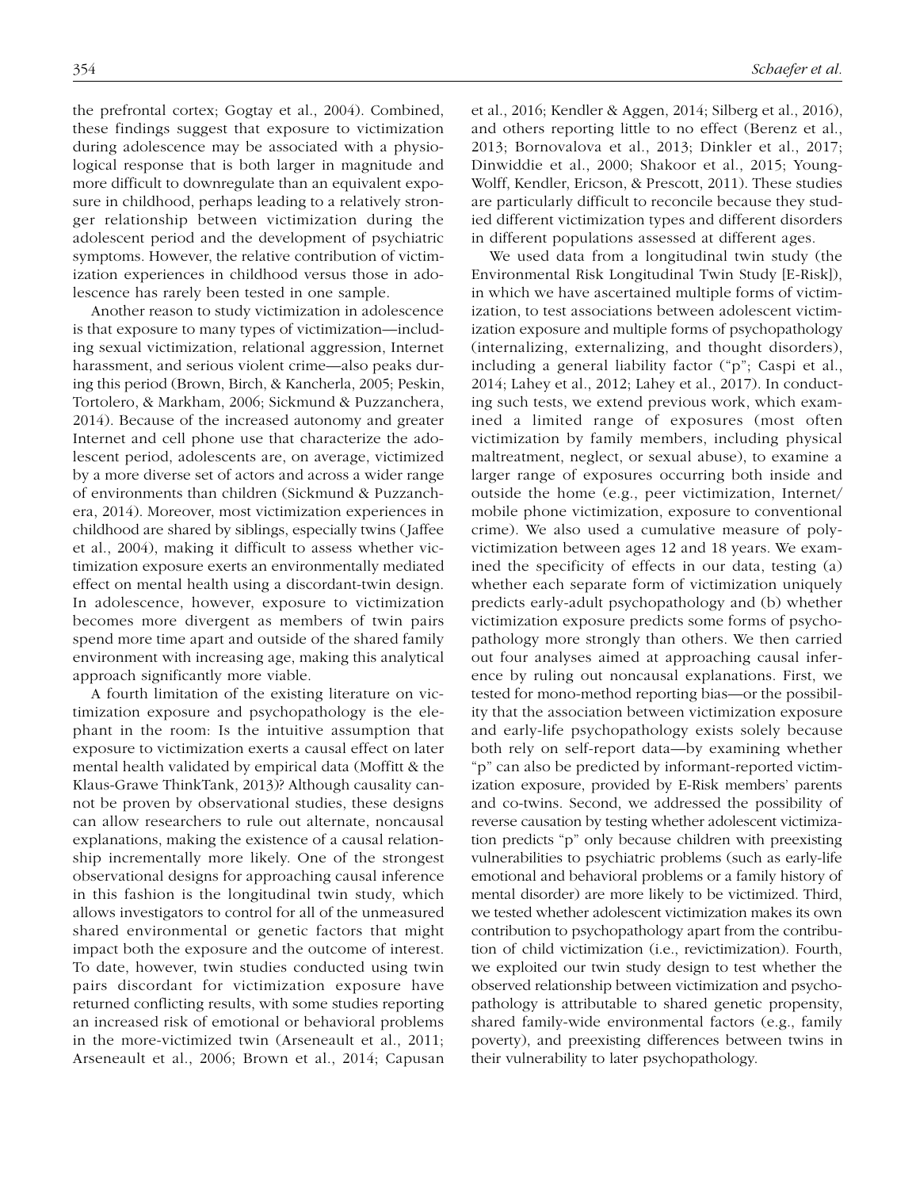the prefrontal cortex; Gogtay et al., 2004). Combined, these findings suggest that exposure to victimization during adolescence may be associated with a physiological response that is both larger in magnitude and more difficult to downregulate than an equivalent exposure in childhood, perhaps leading to a relatively stronger relationship between victimization during the adolescent period and the development of psychiatric symptoms. However, the relative contribution of victimization experiences in childhood versus those in adolescence has rarely been tested in one sample.

Another reason to study victimization in adolescence is that exposure to many types of victimization—including sexual victimization, relational aggression, Internet harassment, and serious violent crime—also peaks during this period (Brown, Birch, & Kancherla, 2005; Peskin, Tortolero, & Markham, 2006; Sickmund & Puzzanchera, 2014). Because of the increased autonomy and greater Internet and cell phone use that characterize the adolescent period, adolescents are, on average, victimized by a more diverse set of actors and across a wider range of environments than children (Sickmund & Puzzanchera, 2014). Moreover, most victimization experiences in childhood are shared by siblings, especially twins (Jaffee et al., 2004), making it difficult to assess whether victimization exposure exerts an environmentally mediated effect on mental health using a discordant-twin design. In adolescence, however, exposure to victimization becomes more divergent as members of twin pairs spend more time apart and outside of the shared family environment with increasing age, making this analytical approach significantly more viable.

A fourth limitation of the existing literature on victimization exposure and psychopathology is the elephant in the room: Is the intuitive assumption that exposure to victimization exerts a causal effect on later mental health validated by empirical data (Moffitt & the Klaus-Grawe ThinkTank, 2013)? Although causality cannot be proven by observational studies, these designs can allow researchers to rule out alternate, noncausal explanations, making the existence of a causal relationship incrementally more likely. One of the strongest observational designs for approaching causal inference in this fashion is the longitudinal twin study, which allows investigators to control for all of the unmeasured shared environmental or genetic factors that might impact both the exposure and the outcome of interest. To date, however, twin studies conducted using twin pairs discordant for victimization exposure have returned conflicting results, with some studies reporting an increased risk of emotional or behavioral problems in the more-victimized twin (Arseneault et al., 2011; Arseneault et al., 2006; Brown et al., 2014; Capusan et al., 2016; Kendler & Aggen, 2014; Silberg et al., 2016), and others reporting little to no effect (Berenz et al., 2013; Bornovalova et al., 2013; Dinkler et al., 2017; Dinwiddie et al., 2000; Shakoor et al., 2015; Young-Wolff, Kendler, Ericson, & Prescott, 2011). These studies are particularly difficult to reconcile because they studied different victimization types and different disorders in different populations assessed at different ages.

We used data from a longitudinal twin study (the Environmental Risk Longitudinal Twin Study [E-Risk]), in which we have ascertained multiple forms of victimization, to test associations between adolescent victimization exposure and multiple forms of psychopathology (internalizing, externalizing, and thought disorders), including a general liability factor ("p"; Caspi et al., 2014; Lahey et al., 2012; Lahey et al., 2017). In conducting such tests, we extend previous work, which examined a limited range of exposures (most often victimization by family members, including physical maltreatment, neglect, or sexual abuse), to examine a larger range of exposures occurring both inside and outside the home (e.g., peer victimization, Internet/mobile phone victimization, exposure to conventional crime). We also used a cumulative measure of polyvictimization between ages 12 and 18 years. We examined the specificity of effects in our data, testing (a) whether each separate form of victimization uniquely predicts early-adult psychopathology and (b) whether victimization exposure predicts some forms of psychopathology more strongly than others. We then carried out four analyses aimed at approaching causal inference by ruling out noncausal explanations. First, we tested for mono-method reporting bias—or the possibility that the association between victimization exposure and early-life psychopathology exists solely because both rely on self-report data—by examining whether "p" can also be predicted by informant-reported victimization exposure, provided by E-Risk members' parents and co-twins. Second, we addressed the possibility of reverse causation by testing whether adolescent victimization predicts "p" only because children with preexisting vulnerabilities to psychiatric problems (such as early-life emotional and behavioral problems or a family history of mental disorder) are more likely to be victimized. Third, we tested whether adolescent victimization makes its own contribution to psychopathology apart from the contribution of child victimization (i.e., revictimization). Fourth, we exploited our twin study design to test whether the observed relationship between victimization and psychopathology is attributable to shared genetic propensity, shared family-wide environmental factors (e.g., family poverty), and preexisting differences between twins in their vulnerability to later psychopathology.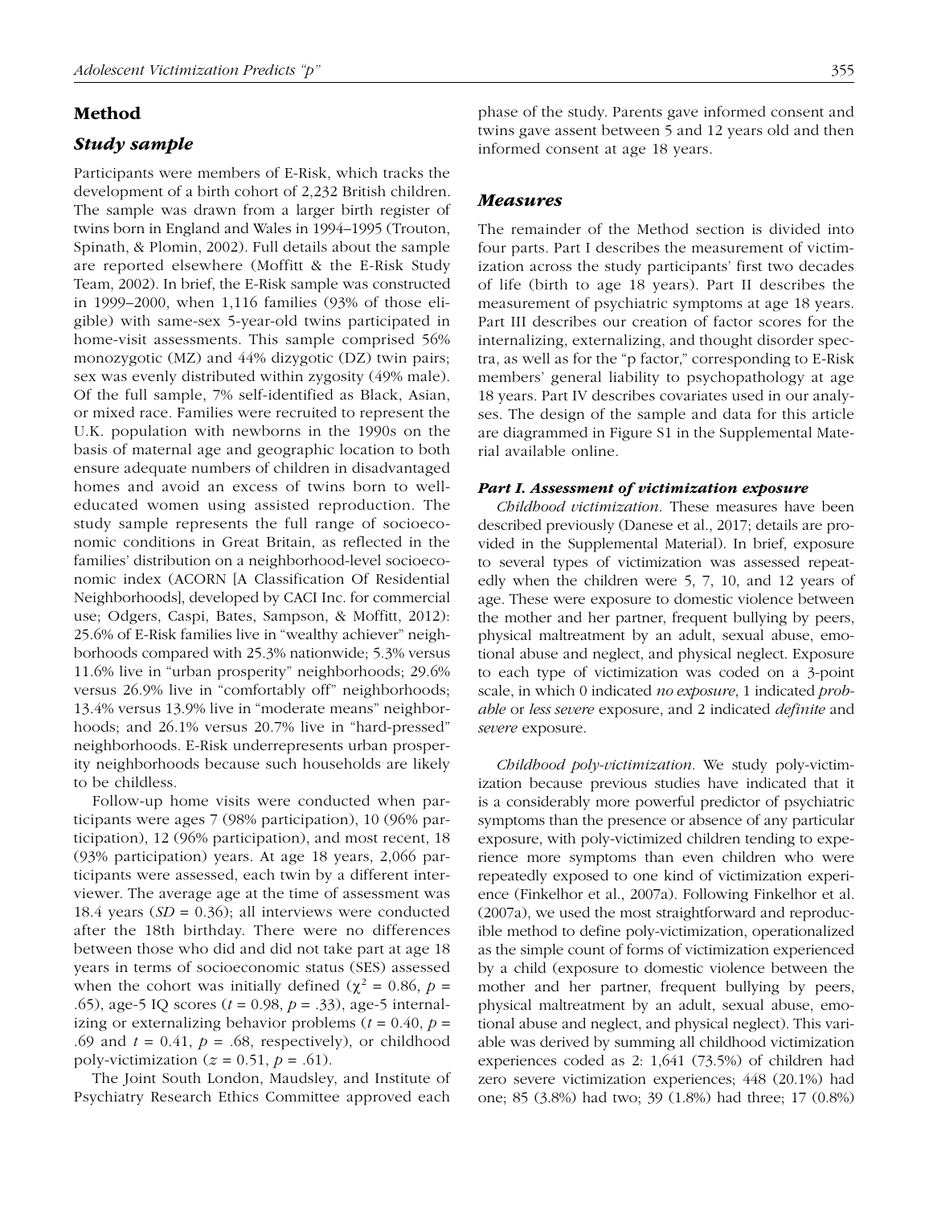## Method

### *Study sample*

Participants were members of E-Risk, which tracks the development of a birth cohort of 2,232 British children. The sample was drawn from a larger birth register of twins born in England and Wales in 1994–1995 (Trouton, Spinath, & Plomin, 2002). Full details about the sample are reported elsewhere (Moffitt & the E-Risk Study Team, 2002). In brief, the E-Risk sample was constructed in 1999–2000, when 1,116 families (93% of those eligible) with same-sex 5-year-old twins participated in home-visit assessments. This sample comprised 56% monozygotic (MZ) and 44% dizygotic (DZ) twin pairs; sex was evenly distributed within zygosity (49% male). Of the full sample, 7% self-identified as Black, Asian, or mixed race. Families were recruited to represent the U.K. population with newborns in the 1990s on the basis of maternal age and geographic location to both ensure adequate numbers of children in disadvantaged homes and avoid an excess of twins born to well-educated women using assisted reproduction. The study sample represents the full range of socioeconomic conditions in Great Britain, as reflected in the families' distribution on a neighborhood-level socioeconomic index (ACORN [A Classification Of Residential Neighborhoods], developed by CACI Inc. for commercial use; Odgers, Caspi, Bates, Sampson, & Moffitt, 2012): 25.6% of E-Risk families live in "wealthy achiever" neighborhoods compared with 25.3% nationwide; 5.3% versus 11.6% live in "urban prosperity" neighborhoods; 29.6% versus 26.9% live in "comfortably off" neighborhoods; 13.4% versus 13.9% live in "moderate means" neighborhoods; and 26.1% versus 20.7% live in "hard-pressed" neighborhoods. E-Risk underrepresents urban prosperity neighborhoods because such households are likely to be childless.

Follow-up home visits were conducted when participants were ages 7 (98% participation), 10 (96% participation), 12 (96% participation), and most recent, 18 (93% participation) years. At age 18 years, 2,066 participants were assessed, each twin by a different interviewer. The average age at the time of assessment was 18.4 years ($SD$ = 0.36); all interviews were conducted after the 18th birthday. There were no differences between those who did and did not take part at age 18 years in terms of socioeconomic status (SES) assessed when the cohort was initially defined ($\chi^2 = 0.86$, $p$ = .65), age-5 IQ scores ($t = 0.98$, $p = .33$), age-5 internalizing or externalizing behavior problems ($t = 0.40$, $p$ = .69 and $t = 0.41$, $p = .68$, respectively), or childhood poly-victimization ($z = 0.51$, $p = .61$).

The Joint South London, Maudsley, and Institute of Psychiatry Research Ethics Committee approved each phase of the study. Parents gave informed consent and twins gave assent between 5 and 12 years old and then informed consent at age 18 years.

### *Measures*

The remainder of the Method section is divided into four parts. Part I describes the measurement of victimization across the study participants' first two decades of life (birth to age 18 years). Part II describes the measurement of psychiatric symptoms at age 18 years. Part III describes our creation of factor scores for the internalizing, externalizing, and thought disorder spectra, as well as for the "p factor," corresponding to E-Risk members' general liability to psychopathology at age 18 years. Part IV describes covariates used in our analyses. The design of the sample and data for this article are diagrammed in Figure S1 in the Supplemental Material available online.

#### *Part I. Assessment of victimization exposure*

*Childhood victimization.* These measures have been described previously (Danese et al., 2017; details are provided in the Supplemental Material). In brief, exposure to several types of victimization was assessed repeatedly when the children were 5, 7, 10, and 12 years of age. These were exposure to domestic violence between the mother and her partner, frequent bullying by peers, physical maltreatment by an adult, sexual abuse, emotional abuse and neglect, and physical neglect. Exposure to each type of victimization was coded on a 3-point scale, in which 0 indicated *no exposure*, 1 indicated *probable* or *less severe* exposure, and 2 indicated *definite* and *severe* exposure.

*Childhood poly-victimization.* We study poly-victimization because previous studies have indicated that it is a considerably more powerful predictor of psychiatric symptoms than the presence or absence of any particular exposure, with poly-victimized children tending to experience more symptoms than even children who were repeatedly exposed to one kind of victimization experience (Finkelhor et al., 2007a). Following Finkelhor et al. (2007a), we used the most straightforward and reproducible method to define poly-victimization, operationalized as the simple count of forms of victimization experienced by a child (exposure to domestic violence between the mother and her partner, frequent bullying by peers, physical maltreatment by an adult, sexual abuse, emotional abuse and neglect, and physical neglect). This variable was derived by summing all childhood victimization experiences coded as 2: 1,641 (73.5%) of children had zero severe victimization experiences; 448 (20.1%) had one; 85 (3.8%) had two; 39 (1.8%) had three; 17 (0.8%)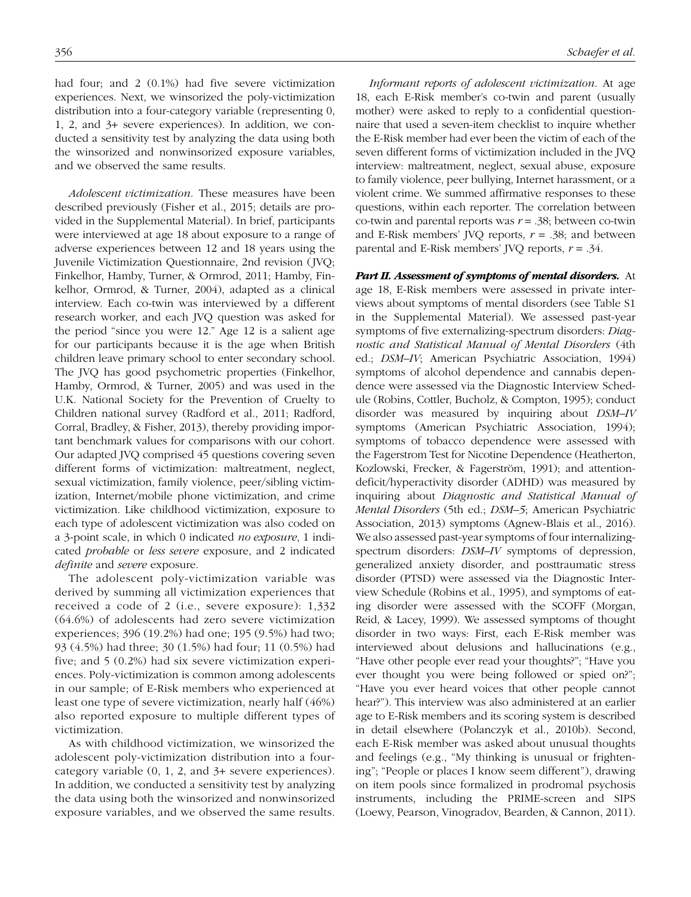had four; and 2 (0.1%) had five severe victimization experiences. Next, we winsorized the poly-victimization distribution into a four-category variable (representing 0, 1, 2, and 3+ severe experiences). In addition, we conducted a sensitivity test by analyzing the data using both the winsorized and nonwinsorized exposure variables, and we observed the same results.

*Adolescent victimization*. These measures have been described previously (Fisher et al., 2015; details are provided in the Supplemental Material). In brief, participants were interviewed at age 18 about exposure to a range of adverse experiences between 12 and 18 years using the Juvenile Victimization Questionnaire, 2nd revision (JVQ; Finkelhor, Hamby, Turner, & Ormrod, 2011; Hamby, Finkelhor, Ormrod, & Turner, 2004), adapted as a clinical interview. Each co-twin was interviewed by a different research worker, and each JVQ question was asked for the period "since you were 12." Age 12 is a salient age for our participants because it is the age when British children leave primary school to enter secondary school. The JVQ has good psychometric properties (Finkelhor, Hamby, Ormrod, & Turner, 2005) and was used in the U.K. National Society for the Prevention of Cruelty to Children national survey (Radford et al., 2011; Radford, Corral, Bradley, & Fisher, 2013), thereby providing important benchmark values for comparisons with our cohort. Our adapted JVQ comprised 45 questions covering seven different forms of victimization: maltreatment, neglect, sexual victimization, family violence, peer/sibling victimization, Internet/mobile phone victimization, and crime victimization. Like childhood victimization, exposure to each type of adolescent victimization was also coded on a 3-point scale, in which 0 indicated *no exposure*, 1 indicated *probable* or *less severe* exposure, and 2 indicated *definite* and *severe* exposure.

The adolescent poly-victimization variable was derived by summing all victimization experiences that received a code of 2 (i.e., severe exposure): 1,332 (64.6%) of adolescents had zero severe victimization experiences; 396 (19.2%) had one; 195 (9.5%) had two; 93 (4.5%) had three; 30 (1.5%) had four; 11 (0.5%) had five; and 5 (0.2%) had six severe victimization experiences. Poly-victimization is common among adolescents in our sample; of E-Risk members who experienced at least one type of severe victimization, nearly half (46%) also reported exposure to multiple different types of victimization.

As with childhood victimization, we winsorized the adolescent poly-victimization distribution into a four-category variable (0, 1, 2, and 3+ severe experiences). In addition, we conducted a sensitivity test by analyzing the data using both the winsorized and nonwinsorized exposure variables, and we observed the same results.

*Informant reports of adolescent victimization*. At age 18, each E-Risk member's co-twin and parent (usually mother) were asked to reply to a confidential questionnaire that used a seven-item checklist to inquire whether the E-Risk member had ever been the victim of each of the seven different forms of victimization included in the JVQ interview: maltreatment, neglect, sexual abuse, exposure to family violence, peer bullying, Internet harassment, or a violent crime. We summed affirmative responses to these questions, within each reporter. The correlation between co-twin and parental reports was $r = .38$; between co-twin and E-Risk members' JVQ reports, $r = .38$; and between parental and E-Risk members' JVQ reports, $r = .34$.

***Part II. Assessment of symptoms of mental disorders.*** At age 18, E-Risk members were assessed in private interviews about symptoms of mental disorders (see Table S1 in the Supplemental Material). We assessed past-year symptoms of five externalizing-spectrum disorders: *Diagnostic and Statistical Manual of Mental Disorders* (4th ed.; *DSM–IV*; American Psychiatric Association, 1994) symptoms of alcohol dependence and cannabis dependence were assessed via the Diagnostic Interview Schedule (Robins, Cottler, Bucholz, & Compton, 1995); conduct disorder was measured by inquiring about *DSM–IV* symptoms (American Psychiatric Association, 1994); symptoms of tobacco dependence were assessed with the Fagerstrom Test for Nicotine Dependence (Heatherton, Kozlowski, Frecker, & Fagerström, 1991); and attention-deficit/hyperactivity disorder (ADHD) was measured by inquiring about *Diagnostic and Statistical Manual of Mental Disorders* (5th ed.; *DSM–5*; American Psychiatric Association, 2013) symptoms (Agnew-Blais et al., 2016). We also assessed past-year symptoms of four internalizing-spectrum disorders: *DSM–IV* symptoms of depression, generalized anxiety disorder, and posttraumatic stress disorder (PTSD) were assessed via the Diagnostic Interview Schedule (Robins et al., 1995), and symptoms of eating disorder were assessed with the SCOFF (Morgan, Reid, & Lacey, 1999). We assessed symptoms of thought disorder in two ways: First, each E-Risk member was interviewed about delusions and hallucinations (e.g., "Have other people ever read your thoughts?"; "Have you ever thought you were being followed or spied on?"; "Have you ever heard voices that other people cannot hear?"). This interview was also administered at an earlier age to E-Risk members and its scoring system is described in detail elsewhere (Polanczyk et al., 2010b). Second, each E-Risk member was asked about unusual thoughts and feelings (e.g., "My thinking is unusual or frightening"; "People or places I know seem different"), drawing on item pools since formalized in prodromal psychosis instruments, including the PRIME-screen and SIPS (Loewy, Pearson, Vinogradov, Bearden, & Cannon, 2011).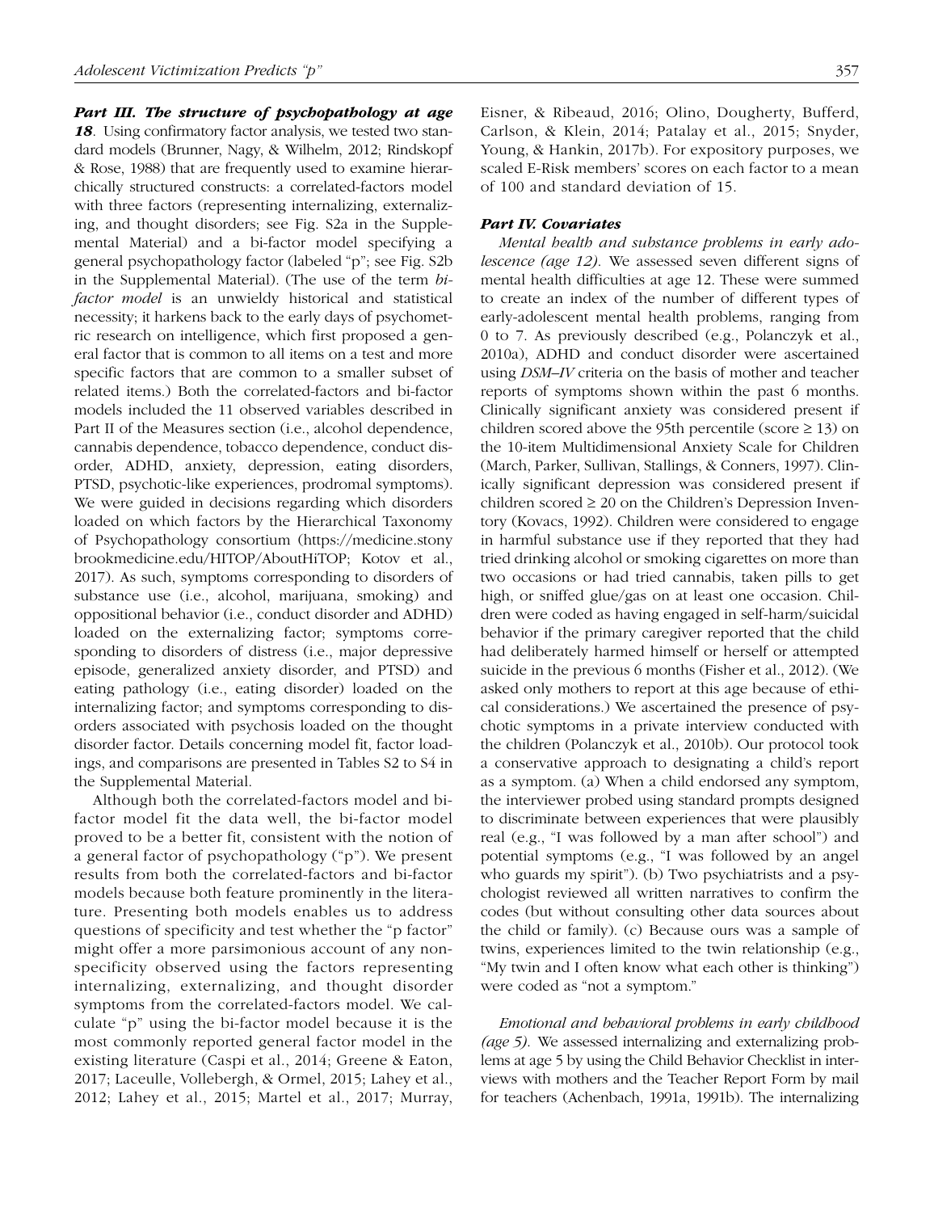***Part III. The structure of psychopathology at age 18***. Using confirmatory factor analysis, we tested two standard models (Brunner, Nagy, & Wilhelm, 2012; Rindskopf & Rose, 1988) that are frequently used to examine hierarchically structured constructs: a correlated-factors model with three factors (representing internalizing, externalizing, and thought disorders; see Fig. S2a in the Supplemental Material) and a bi-factor model specifying a general psychopathology factor (labeled "p"; see Fig. S2b in the Supplemental Material). (The use of the term *bi-factor model* is an unwieldy historical and statistical necessity; it harkens back to the early days of psychometric research on intelligence, which first proposed a general factor that is common to all items on a test and more specific factors that are common to a smaller subset of related items.) Both the correlated-factors and bi-factor models included the 11 observed variables described in Part II of the Measures section (i.e., alcohol dependence, cannabis dependence, tobacco dependence, conduct disorder, ADHD, anxiety, depression, eating disorders, PTSD, psychotic-like experiences, prodromal symptoms). We were guided in decisions regarding which disorders loaded on which factors by the Hierarchical Taxonomy of Psychopathology consortium (https://medicine.stonybrookmedicine.edu/HITOP/AboutHiTOP; Kotov et al., 2017). As such, symptoms corresponding to disorders of substance use (i.e., alcohol, marijuana, smoking) and oppositional behavior (i.e., conduct disorder and ADHD) loaded on the externalizing factor; symptoms corresponding to disorders of distress (i.e., major depressive episode, generalized anxiety disorder, and PTSD) and eating pathology (i.e., eating disorder) loaded on the internalizing factor; and symptoms corresponding to disorders associated with psychosis loaded on the thought disorder factor. Details concerning model fit, factor loadings, and comparisons are presented in Tables S2 to S4 in the Supplemental Material.

Although both the correlated-factors model and bi-factor model fit the data well, the bi-factor model proved to be a better fit, consistent with the notion of a general factor of psychopathology ("p"). We present results from both the correlated-factors and bi-factor models because both feature prominently in the literature. Presenting both models enables us to address questions of specificity and test whether the "p factor" might offer a more parsimonious account of any nonspecificity observed using the factors representing internalizing, externalizing, and thought disorder symptoms from the correlated-factors model. We calculate "p" using the bi-factor model because it is the most commonly reported general factor model in the existing literature (Caspi et al., 2014; Greene & Eaton, 2017; Laceulle, Vollebergh, & Ormel, 2015; Lahey et al., 2012; Lahey et al., 2015; Martel et al., 2017; Murray, Eisner, & Ribeaud, 2016; Olino, Dougherty, Bufferd, Carlson, & Klein, 2014; Patalay et al., 2015; Snyder, Young, & Hankin, 2017b). For expository purposes, we scaled E-Risk members' scores on each factor to a mean of 100 and standard deviation of 15.

***Part IV. Covariates***

*Mental health and substance problems in early adolescence (age 12).* We assessed seven different signs of mental health difficulties at age 12. These were summed to create an index of the number of different types of early-adolescent mental health problems, ranging from 0 to 7. As previously described (e.g., Polanczyk et al., 2010a), ADHD and conduct disorder were ascertained using *DSM–IV* criteria on the basis of mother and teacher reports of symptoms shown within the past 6 months. Clinically significant anxiety was considered present if children scored above the 95th percentile (score ≥ 13) on the 10-item Multidimensional Anxiety Scale for Children (March, Parker, Sullivan, Stallings, & Conners, 1997). Clinically significant depression was considered present if children scored ≥ 20 on the Children's Depression Inventory (Kovacs, 1992). Children were considered to engage in harmful substance use if they reported that they had tried drinking alcohol or smoking cigarettes on more than two occasions or had tried cannabis, taken pills to get high, or sniffed glue/gas on at least one occasion. Children were coded as having engaged in self-harm/suicidal behavior if the primary caregiver reported that the child had deliberately harmed himself or herself or attempted suicide in the previous 6 months (Fisher et al., 2012). (We asked only mothers to report at this age because of ethical considerations.) We ascertained the presence of psychotic symptoms in a private interview conducted with the children (Polanczyk et al., 2010b). Our protocol took a conservative approach to designating a child's report as a symptom. (a) When a child endorsed any symptom, the interviewer probed using standard prompts designed to discriminate between experiences that were plausibly real (e.g., "I was followed by a man after school") and potential symptoms (e.g., "I was followed by an angel who guards my spirit"). (b) Two psychiatrists and a psychologist reviewed all written narratives to confirm the codes (but without consulting other data sources about the child or family). (c) Because ours was a sample of twins, experiences limited to the twin relationship (e.g., "My twin and I often know what each other is thinking") were coded as "not a symptom."

*Emotional and behavioral problems in early childhood (age 5).* We assessed internalizing and externalizing problems at age 5 by using the Child Behavior Checklist in interviews with mothers and the Teacher Report Form by mail for teachers (Achenbach, 1991a, 1991b). The internalizing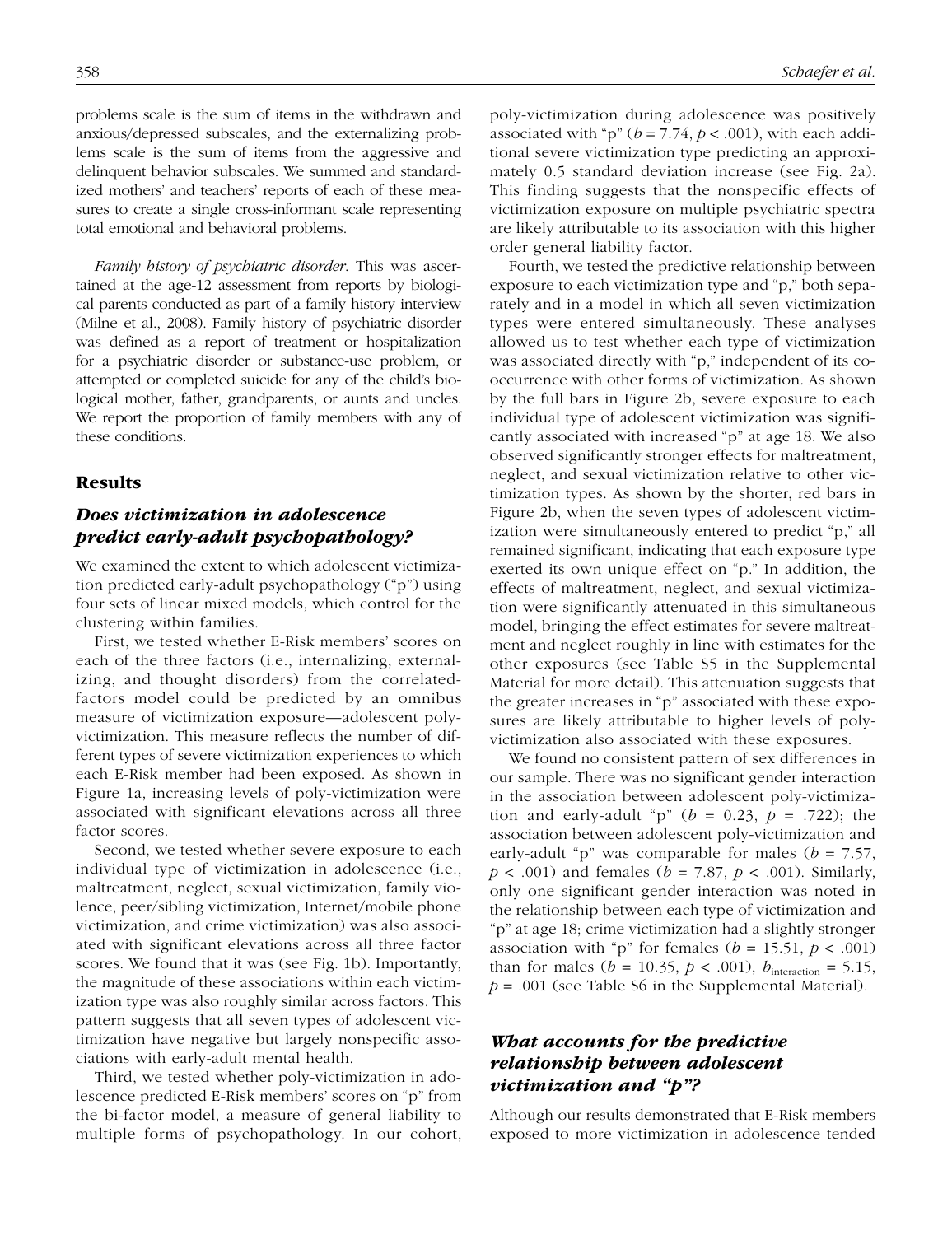problems scale is the sum of items in the withdrawn and anxious/depressed subscales, and the externalizing problems scale is the sum of items from the aggressive and delinquent behavior subscales. We summed and standardized mothers' and teachers' reports of each of these measures to create a single cross-informant scale representing total emotional and behavioral problems.

*Family history of psychiatric disorder.* This was ascertained at the age-12 assessment from reports by biological parents conducted as part of a family history interview (Milne et al., 2008). Family history of psychiatric disorder was defined as a report of treatment or hospitalization for a psychiatric disorder or substance-use problem, or attempted or completed suicide for any of the child's biological mother, father, grandparents, or aunts and uncles. We report the proportion of family members with any of these conditions.

## Results

### Does victimization in adolescence predict early-adult psychopathology?

We examined the extent to which adolescent victimization predicted early-adult psychopathology ("p") using four sets of linear mixed models, which control for the clustering within families.

First, we tested whether E-Risk members' scores on each of the three factors (i.e., internalizing, externalizing, and thought disorders) from the correlated-factors model could be predicted by an omnibus measure of victimization exposure—adolescent poly-victimization. This measure reflects the number of different types of severe victimization experiences to which each E-Risk member had been exposed. As shown in Figure 1a, increasing levels of poly-victimization were associated with significant elevations across all three factor scores.

Second, we tested whether severe exposure to each individual type of victimization in adolescence (i.e., maltreatment, neglect, sexual victimization, family violence, peer/sibling victimization, Internet/mobile phone victimization, and crime victimization) was also associated with significant elevations across all three factor scores. We found that it was (see Fig. 1b). Importantly, the magnitude of these associations within each victimization type was also roughly similar across factors. This pattern suggests that all seven types of adolescent victimization have negative but largely nonspecific associations with early-adult mental health.

Third, we tested whether poly-victimization in adolescence predicted E-Risk members' scores on "p" from the bi-factor model, a measure of general liability to multiple forms of psychopathology. In our cohort, poly-victimization during adolescence was positively associated with "p" ($b = 7.74$, $p < .001$), with each additional severe victimization type predicting an approximately 0.5 standard deviation increase (see Fig. 2a). This finding suggests that the nonspecific effects of victimization exposure on multiple psychiatric spectra are likely attributable to its association with this higher order general liability factor.

Fourth, we tested the predictive relationship between exposure to each victimization type and "p," both separately and in a model in which all seven victimization types were entered simultaneously. These analyses allowed us to test whether each type of victimization was associated directly with "p," independent of its co-occurrence with other forms of victimization. As shown by the full bars in Figure 2b, severe exposure to each individual type of adolescent victimization was significantly associated with increased "p" at age 18. We also observed significantly stronger effects for maltreatment, neglect, and sexual victimization relative to other victimization types. As shown by the shorter, red bars in Figure 2b, when the seven types of adolescent victimization were simultaneously entered to predict "p," all remained significant, indicating that each exposure type exerted its own unique effect on "p." In addition, the effects of maltreatment, neglect, and sexual victimization were significantly attenuated in this simultaneous model, bringing the effect estimates for severe maltreatment and neglect roughly in line with estimates for the other exposures (see Table S5 in the Supplemental Material for more detail). This attenuation suggests that the greater increases in "p" associated with these exposures are likely attributable to higher levels of poly-victimization also associated with these exposures.

We found no consistent pattern of sex differences in our sample. There was no significant gender interaction in the association between adolescent poly-victimization and early-adult "p" ($b = 0.23$, $p = .722$); the association between adolescent poly-victimization and early-adult "p" was comparable for males ($b = 7.57$, $p < .001$) and females ($b = 7.87$, $p < .001$). Similarly, only one significant gender interaction was noted in the relationship between each type of victimization and "p" at age 18; crime victimization had a slightly stronger association with "p" for females ($b = 15.51$, $p < .001$) than for males ($b = 10.35$, $p < .001$), $b_{\text{interaction}} = 5.15$, $p = .001$ (see Table S6 in the Supplemental Material).

### What accounts for the predictive relationship between adolescent victimization and "p"?

Although our results demonstrated that E-Risk members exposed to more victimization in adolescence tended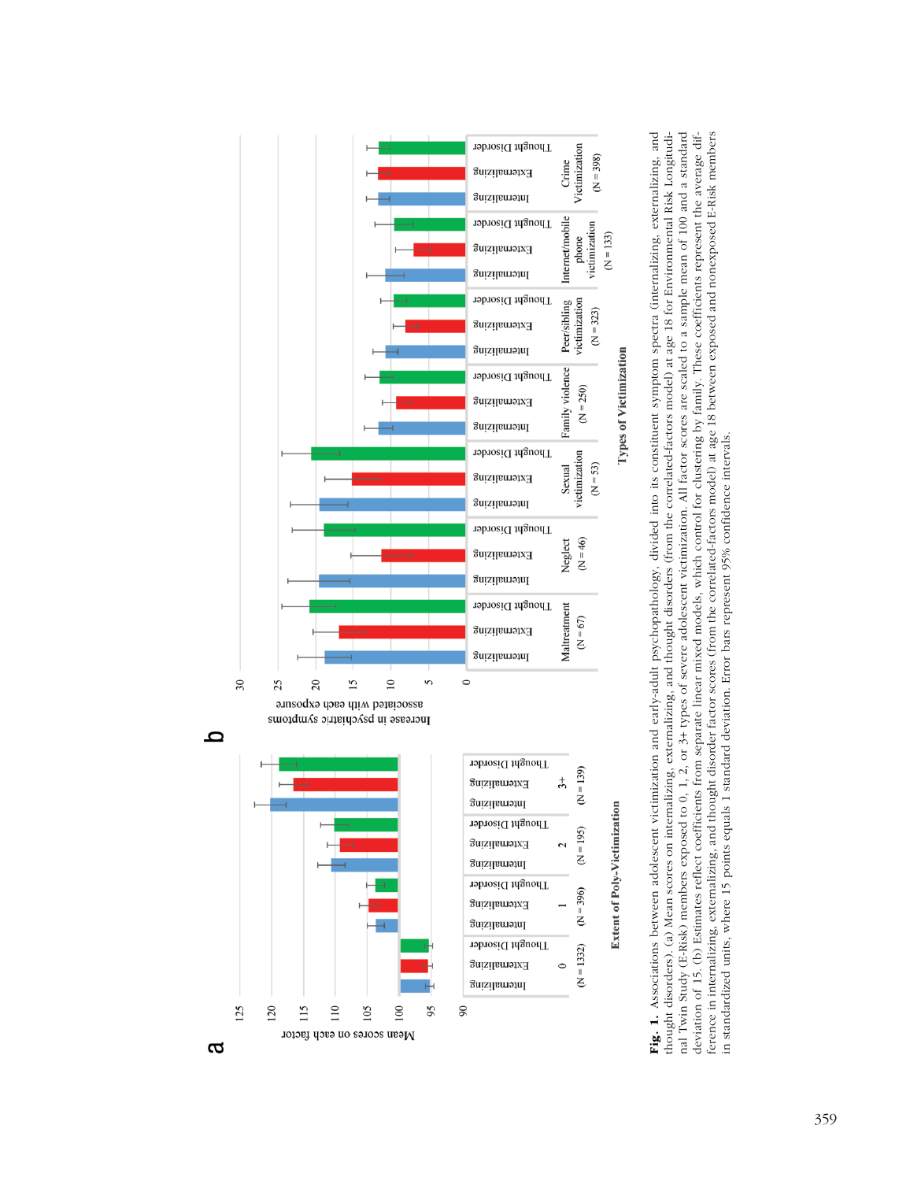**Fig. 1.** Associations between adolescent victimization and early-adult psychopathology, divided into its constituent symptom spectra (internalizing, externalizing, and thought disorders). (a) Mean scores on internalizing, externalizing, and thought disorders (from the correlated-factors model) at age 18 for Environmental Risk Longitudinal Twin Study (E-Risk) members exposed to 0, 1, 2, or 3+ types of severe adolescent victimization. All factor scores are scaled to a sample mean of 100 and a standard deviation of 15. (b) Estimates reflect coefficients from separate linear mixed models, which control for clustering by family. These coefficients represent the average difference in internalizing, externalizing, and thought disorder factor scores (from the correlated-factors model) at age 18 between exposed and nonexposed E-Risk members in standardized units, where 15 points equals 1 standard deviation. Error bars represent 95% confidence intervals.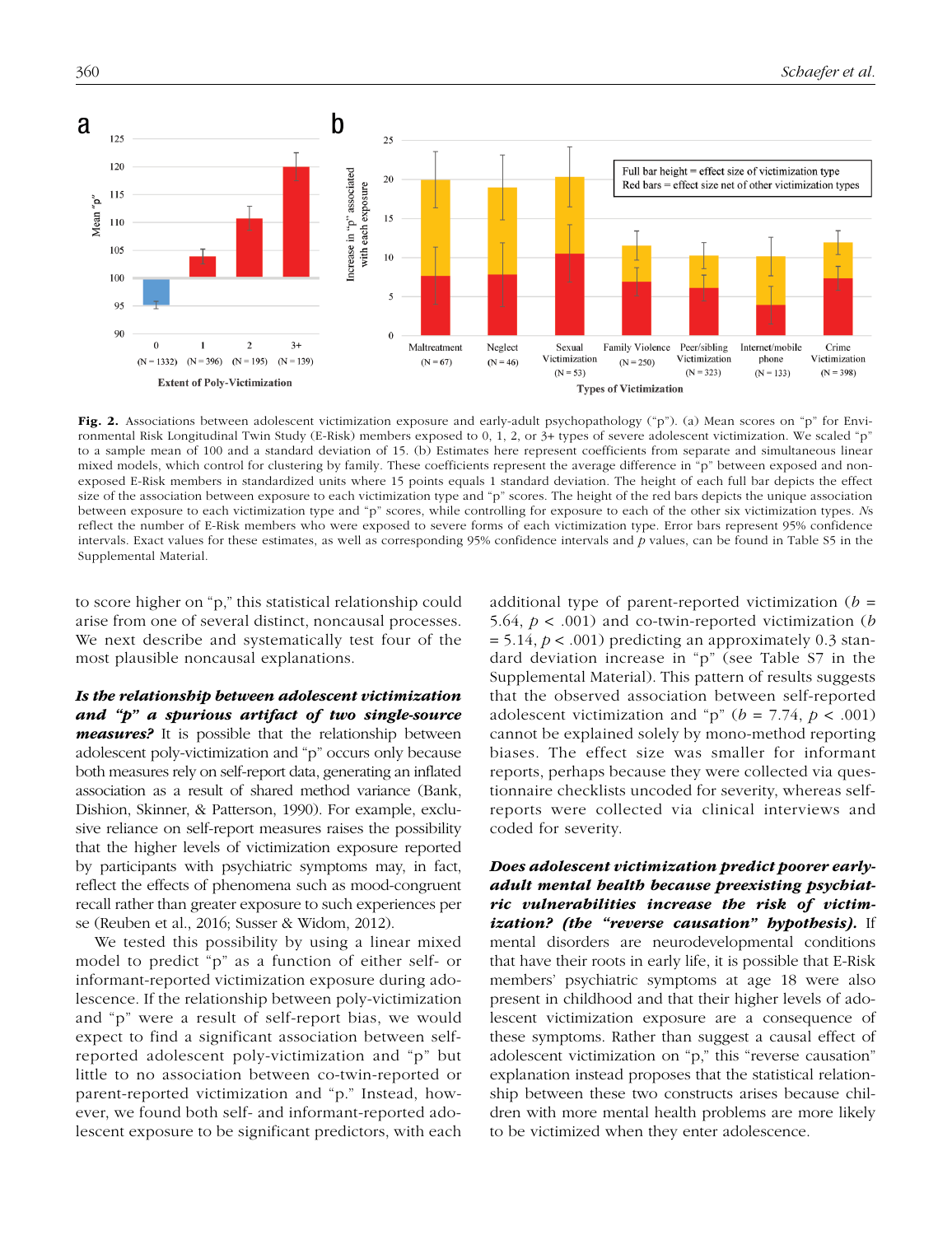**Fig. 2.** Associations between adolescent victimization exposure and early-adult psychopathology ("p"). (a) Mean scores on "p" for Environmental Risk Longitudinal Twin Study (E-Risk) members exposed to 0, 1, 2, or 3+ types of severe adolescent victimization. We scaled "p" to a sample mean of 100 and a standard deviation of 15. (b) Estimates here represent coefficients from separate and simultaneous linear mixed models, which control for clustering by family. These coefficients represent the average difference in "p" between exposed and non-exposed E-Risk members in standardized units where 15 points equals 1 standard deviation. The height of each full bar depicts the effect size of the association between exposure to each victimization type and "p" scores. The height of the red bars depicts the unique association between exposure to each victimization type and "p" scores, while controlling for exposure to each of the other six victimization types. *N*s reflect the number of E-Risk members who were exposed to severe forms of each victimization type. Error bars represent 95% confidence intervals. Exact values for these estimates, as well as corresponding 95% confidence intervals and *p* values, can be found in Table S5 in the Supplemental Material.

to score higher on "p," this statistical relationship could arise from one of several distinct, noncausal processes. We next describe and systematically test four of the most plausible noncausal explanations.

***Is the relationship between adolescent victimization and "p" a spurious artifact of two single-source measures?*** It is possible that the relationship between adolescent poly-victimization and "p" occurs only because both measures rely on self-report data, generating an inflated association as a result of shared method variance (Bank, Dishion, Skinner, & Patterson, 1990). For example, exclusive reliance on self-report measures raises the possibility that the higher levels of victimization exposure reported by participants with psychiatric symptoms may, in fact, reflect the effects of phenomena such as mood-congruent recall rather than greater exposure to such experiences per se (Reuben et al., 2016; Susser & Widom, 2012).

We tested this possibility by using a linear mixed model to predict "p" as a function of either self- or informant-reported victimization exposure during adolescence. If the relationship between poly-victimization and "p" were a result of self-report bias, we would expect to find a significant association between self-reported adolescent poly-victimization and "p" but little to no association between co-twin-reported or parent-reported victimization and "p." Instead, however, we found both self- and informant-reported adolescent exposure to be significant predictors, with each additional type of parent-reported victimization ($b$ = 5.64, $p$ < .001) and co-twin-reported victimization ($b$ = 5.14, $p$ < .001) predicting an approximately 0.3 standard deviation increase in "p" (see Table S7 in the Supplemental Material). This pattern of results suggests that the observed association between self-reported adolescent victimization and "p" ($b$ = 7.74, $p$ < .001) cannot be explained solely by mono-method reporting biases. The effect size was smaller for informant reports, perhaps because they were collected via questionnaire checklists uncoded for severity, whereas self-reports were collected via clinical interviews and coded for severity.

***Does adolescent victimization predict poorer early-adult mental health because preexisting psychiatric vulnerabilities increase the risk of victimization? (the "reverse causation" hypothesis).*** If mental disorders are neurodevelopmental conditions that have their roots in early life, it is possible that E-Risk members' psychiatric symptoms at age 18 were also present in childhood and that their higher levels of adolescent victimization exposure are a consequence of these symptoms. Rather than suggest a causal effect of adolescent victimization on "p," this "reverse causation" explanation instead proposes that the statistical relationship between these two constructs arises because children with more mental health problems are more likely to be victimized when they enter adolescence.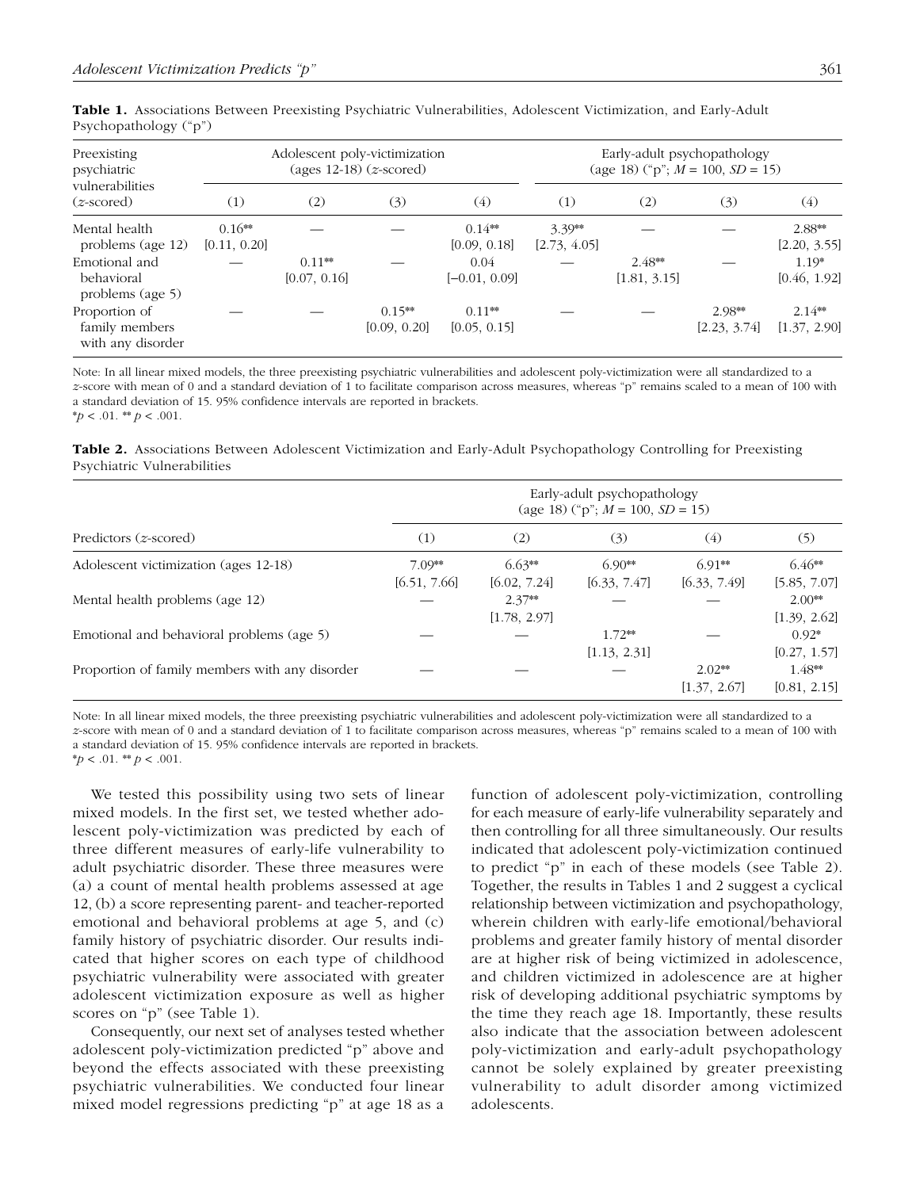**Table 1.** Associations Between Preexisting Psychiatric Vulnerabilities, Adolescent Victimization, and Early-Adult Psychopathology ("p")

| Preexisting psychiatric vulnerabilities (z-scored) | Adolescent poly-victimization (ages 12-18) (z-scored) | | | | Early-adult psychopathology (age 18) ("p"; $M$ = 100, $SD$ = 15) | | | |
|---|---|---|---|---|---|---|---|---|
| | (1) | (2) | (3) | (4) | (1) | (2) | (3) | (4) |
| Mental health problems (age 12) | 0.16** [0.11, 0.20] | — | — | 0.14** [0.09, 0.18] | 3.39** [2.73, 4.05] | — | — | 2.88** [2.20, 3.55] |
| Emotional and behavioral problems (age 5) | — | 0.11** [0.07, 0.16] | — | 0.04 [−0.01, 0.09] | — | 2.48** [1.81, 3.15] | — | 1.19* [0.46, 1.92] |
| Proportion of family members with any disorder | — | — | 0.15** [0.09, 0.20] | 0.11** [0.05, 0.15] | — | — | 2.98** [2.23, 3.74] | 2.14** [1.37, 2.90] |

Note: In all linear mixed models, the three preexisting psychiatric vulnerabilities and adolescent poly-victimization were all standardized to a z-score with mean of 0 and a standard deviation of 1 to facilitate comparison across measures, whereas "p" remains scaled to a mean of 100 with a standard deviation of 15. 95% confidence intervals are reported in brackets.
*$p < .01$. ** $p < .001$.

**Table 2.** Associations Between Adolescent Victimization and Early-Adult Psychopathology Controlling for Preexisting Psychiatric Vulnerabilities

| Predictors (z-scored) | Early-adult psychopathology (age 18) ("p"; $M$ = 100, $SD$ = 15) | | | | |
|---|---|---|---|---|---|
| | (1) | (2) | (3) | (4) | (5) |
| Adolescent victimization (ages 12-18) | 7.09** [6.51, 7.66] | 6.63** [6.02, 7.24] | 6.90** [6.33, 7.47] | 6.91** [6.33, 7.49] | 6.46** [5.85, 7.07] |
| Mental health problems (age 12) | — | 2.37** [1.78, 2.97] | — | — | 2.00** [1.39, 2.62] |
| Emotional and behavioral problems (age 5) | — | — | 1.72** [1.13, 2.31] | — | 0.92* [0.27, 1.57] |
| Proportion of family members with any disorder | — | — | — | 2.02** [1.37, 2.67] | 1.48** [0.81, 2.15] |

Note: In all linear mixed models, the three preexisting psychiatric vulnerabilities and adolescent poly-victimization were all standardized to a z-score with mean of 0 and a standard deviation of 1 to facilitate comparison across measures, whereas "p" remains scaled to a mean of 100 with a standard deviation of 15. 95% confidence intervals are reported in brackets.
*$p < .01$. ** $p < .001$.

We tested this possibility using two sets of linear mixed models. In the first set, we tested whether adolescent poly-victimization was predicted by each of three different measures of early-life vulnerability to adult psychiatric disorder. These three measures were (a) a count of mental health problems assessed at age 12, (b) a score representing parent- and teacher-reported emotional and behavioral problems at age 5, and (c) family history of psychiatric disorder. Our results indicated that higher scores on each type of childhood psychiatric vulnerability were associated with greater adolescent victimization exposure as well as higher scores on "p" (see Table 1).

Consequently, our next set of analyses tested whether adolescent poly-victimization predicted "p" above and beyond the effects associated with these preexisting psychiatric vulnerabilities. We conducted four linear mixed model regressions predicting "p" at age 18 as a function of adolescent poly-victimization, controlling for each measure of early-life vulnerability separately and then controlling for all three simultaneously. Our results indicated that adolescent poly-victimization continued to predict "p" in each of these models (see Table 2). Together, the results in Tables 1 and 2 suggest a cyclical relationship between victimization and psychopathology, wherein children with early-life emotional/behavioral problems and greater family history of mental disorder are at higher risk of being victimized in adolescence, and children victimized in adolescence are at higher risk of developing additional psychiatric symptoms by the time they reach age 18. Importantly, these results also indicate that the association between adolescent poly-victimization and early-adult psychopathology cannot be solely explained by greater preexisting vulnerability to adult disorder among victimized adolescents.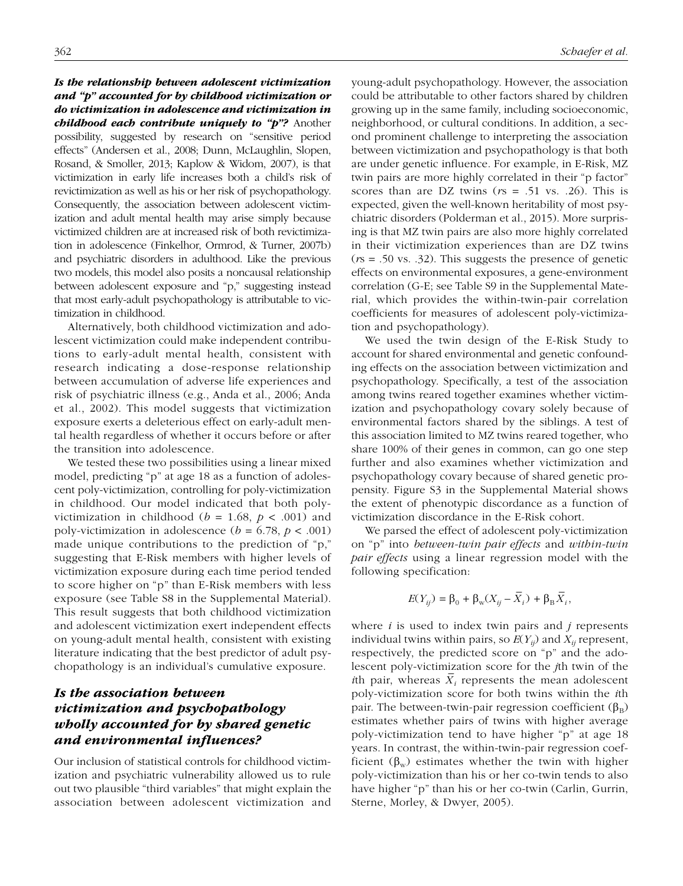***Is the relationship between adolescent victimization and "p" accounted for by childhood victimization or do victimization in adolescence and victimization in childhood each contribute uniquely to "p"?*** Another possibility, suggested by research on "sensitive period effects" (Andersen et al., 2008; Dunn, McLaughlin, Slopen, Rosand, & Smoller, 2013; Kaplow & Widom, 2007), is that victimization in early life increases both a child's risk of revictimization as well as his or her risk of psychopathology. Consequently, the association between adolescent victimization and adult mental health may arise simply because victimized children are at increased risk of both revictimization in adolescence (Finkelhor, Ormrod, & Turner, 2007b) and psychiatric disorders in adulthood. Like the previous two models, this model also posits a noncausal relationship between adolescent exposure and "p," suggesting instead that most early-adult psychopathology is attributable to victimization in childhood.

Alternatively, both childhood victimization and adolescent victimization could make independent contributions to early-adult mental health, consistent with research indicating a dose-response relationship between accumulation of adverse life experiences and risk of psychiatric illness (e.g., Anda et al., 2006; Anda et al., 2002). This model suggests that victimization exposure exerts a deleterious effect on early-adult mental health regardless of whether it occurs before or after the transition into adolescence.

We tested these two possibilities using a linear mixed model, predicting "p" at age 18 as a function of adolescent poly-victimization, controlling for poly-victimization in childhood. Our model indicated that both poly-victimization in childhood ($b$ = 1.68, $p$ < .001) and poly-victimization in adolescence ($b$ = 6.78, $p$ < .001) made unique contributions to the prediction of "p," suggesting that E-Risk members with higher levels of victimization exposure during each time period tended to score higher on "p" than E-Risk members with less exposure (see Table S8 in the Supplemental Material). This result suggests that both childhood victimization and adolescent victimization exert independent effects on young-adult mental health, consistent with existing literature indicating that the best predictor of adult psychopathology is an individual's cumulative exposure.

## *Is the association between victimization and psychopathology wholly accounted for by shared genetic and environmental influences?*

Our inclusion of statistical controls for childhood victimization and psychiatric vulnerability allowed us to rule out two plausible "third variables" that might explain the association between adolescent victimization and young-adult psychopathology. However, the association could be attributable to other factors shared by children growing up in the same family, including socioeconomic, neighborhood, or cultural conditions. In addition, a second prominent challenge to interpreting the association between victimization and psychopathology is that both are under genetic influence. For example, in E-Risk, MZ twin pairs are more highly correlated in their "p factor" scores than are DZ twins ($r$s = .51 vs. .26). This is expected, given the well-known heritability of most psychiatric disorders (Polderman et al., 2015). More surprising is that MZ twin pairs are also more highly correlated in their victimization experiences than are DZ twins ($r$s = .50 vs. .32). This suggests the presence of genetic effects on environmental exposures, a gene-environment correlation (G-E; see Table S9 in the Supplemental Material, which provides the within-twin-pair correlation coefficients for measures of adolescent poly-victimization and psychopathology).

We used the twin design of the E-Risk Study to account for shared environmental and genetic confounding effects on the association between victimization and psychopathology. Specifically, a test of the association among twins reared together examines whether victimization and psychopathology covary solely because of environmental factors shared by the siblings. A test of this association limited to MZ twins reared together, who share 100% of their genes in common, can go one step further and also examines whether victimization and psychopathology covary because of shared genetic propensity. Figure S3 in the Supplemental Material shows the extent of phenotypic discordance as a function of victimization discordance in the E-Risk cohort.

We parsed the effect of adolescent poly-victimization on "p" into *between-twin pair effects* and *within-twin pair effects* using a linear regression model with the following specification:

$$E(Y_{ij}) = \beta_0 + \beta_w(X_{ij} - \bar{X}_i) + \beta_B \bar{X}_i,$$

where $i$ is used to index twin pairs and $j$ represents individual twins within pairs, so $E(Y_{ij})$ and $X_{ij}$ represent, respectively, the predicted score on "p" and the adolescent poly-victimization score for the $j$th twin of the $i$th pair, whereas $\bar{X}_i$ represents the mean adolescent poly-victimization score for both twins within the $i$th pair. The between-twin-pair regression coefficient ($\beta_B$) estimates whether pairs of twins with higher average poly-victimization tend to have higher "p" at age 18 years. In contrast, the within-twin-pair regression coefficient ($\beta_w$) estimates whether the twin with higher poly-victimization than his or her co-twin tends to also have higher "p" than his or her co-twin (Carlin, Gurrin, Sterne, Morley, & Dwyer, 2005).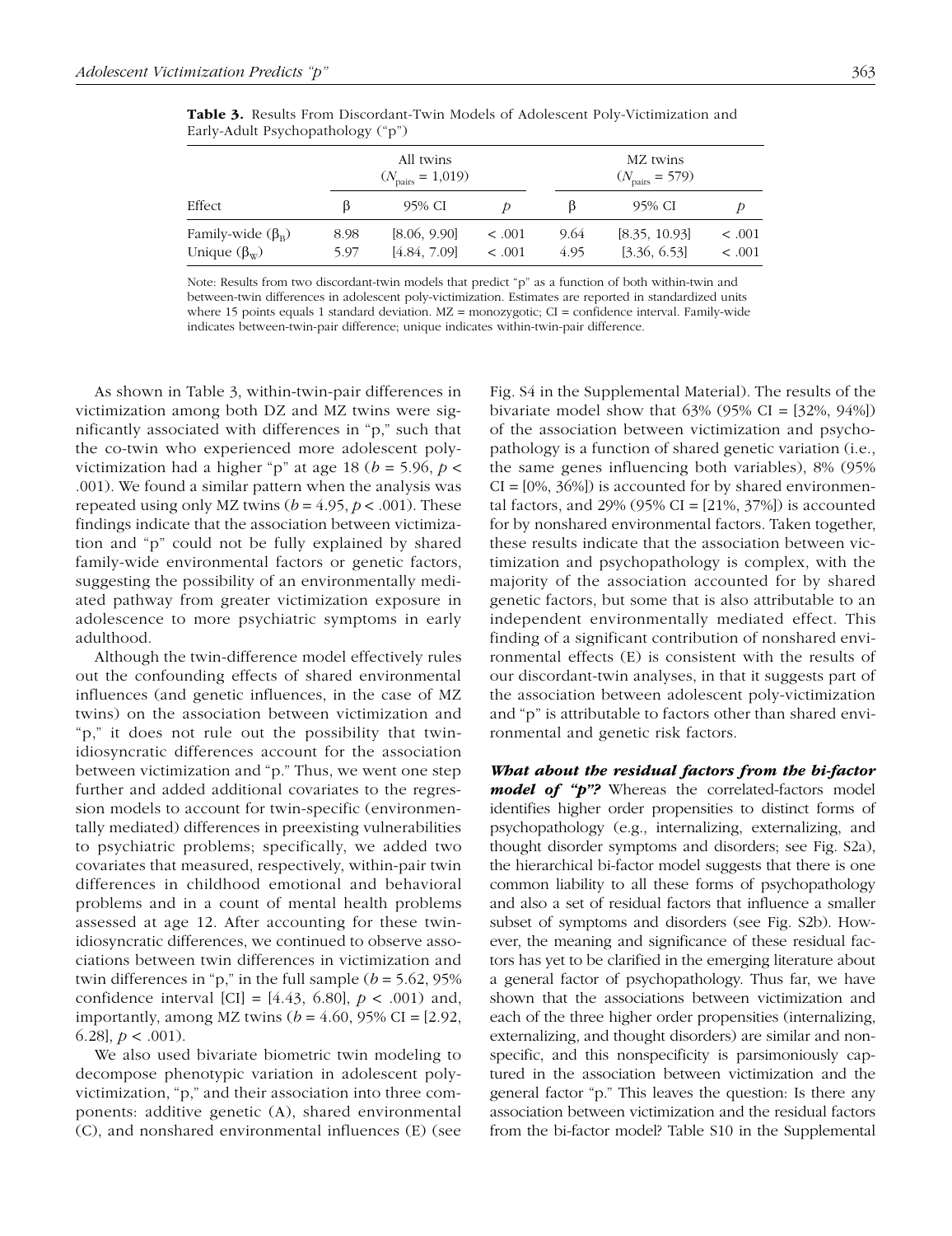**Table 3.** Results From Discordant-Twin Models of Adolescent Poly-Victimization and Early-Adult Psychopathology ("p")

| | All twins ($N_{\text{pairs}}$ = 1,019) | | | MZ twins ($N_{\text{pairs}}$ = 579) | | |
|---|---|---|---|---|---|---|
| Effect | β | 95% CI | *p* | β | 95% CI | *p* |
| Family-wide ($\beta_B$) | 8.98 | [8.06, 9.90] | < .001 | 9.64 | [8.35, 10.93] | < .001 |
| Unique ($\beta_W$) | 5.97 | [4.84, 7.09] | < .001 | 4.95 | [3.36, 6.53] | < .001 |

Note: Results from two discordant-twin models that predict "p" as a function of both within-twin and between-twin differences in adolescent poly-victimization. Estimates are reported in standardized units where 15 points equals 1 standard deviation. MZ = monozygotic; CI = confidence interval. Family-wide indicates between-twin-pair difference; unique indicates within-twin-pair difference.

As shown in Table 3, within-twin-pair differences in victimization among both DZ and MZ twins were significantly associated with differences in "p," such that the co-twin who experienced more adolescent poly-victimization had a higher "p" at age 18 ($b$ = 5.96, $p$ < .001). We found a similar pattern when the analysis was repeated using only MZ twins ($b$ = 4.95, $p$ < .001). These findings indicate that the association between victimization and "p" could not be fully explained by shared family-wide environmental factors or genetic factors, suggesting the possibility of an environmentally mediated pathway from greater victimization exposure in adolescence to more psychiatric symptoms in early adulthood.

Although the twin-difference model effectively rules out the confounding effects of shared environmental influences (and genetic influences, in the case of MZ twins) on the association between victimization and "p," it does not rule out the possibility that twin-idiosyncratic differences account for the association between victimization and "p." Thus, we went one step further and added additional covariates to the regression models to account for twin-specific (environmentally mediated) differences in preexisting vulnerabilities to psychiatric problems; specifically, we added two covariates that measured, respectively, within-pair twin differences in childhood emotional and behavioral problems and in a count of mental health problems assessed at age 12. After accounting for these twin-idiosyncratic differences, we continued to observe associations between twin differences in victimization and twin differences in "p," in the full sample ($b$ = 5.62, 95% confidence interval [CI] = [4.43, 6.80], $p$ < .001) and, importantly, among MZ twins ($b$ = 4.60, 95% CI = [2.92, 6.28], $p$ < .001).

We also used bivariate biometric twin modeling to decompose phenotypic variation in adolescent poly-victimization, "p," and their association into three components: additive genetic (A), shared environmental (C), and nonshared environmental influences (E) (see Fig. S4 in the Supplemental Material). The results of the bivariate model show that 63% (95% CI = [32%, 94%]) of the association between victimization and psychopathology is a function of shared genetic variation (i.e., the same genes influencing both variables), 8% (95% CI = [0%, 36%]) is accounted for by shared environmental factors, and 29% (95% CI = [21%, 37%]) is accounted for by nonshared environmental factors. Taken together, these results indicate that the association between victimization and psychopathology is complex, with the majority of the association accounted for by shared genetic factors, but some that is also attributable to an independent environmentally mediated effect. This finding of a significant contribution of nonshared environmental effects (E) is consistent with the results of our discordant-twin analyses, in that it suggests part of the association between adolescent poly-victimization and "p" is attributable to factors other than shared environmental and genetic risk factors.

***What about the residual factors from the bi-factor model of "p"?*** Whereas the correlated-factors model identifies higher order propensities to distinct forms of psychopathology (e.g., internalizing, externalizing, and thought disorder symptoms and disorders; see Fig. S2a), the hierarchical bi-factor model suggests that there is one common liability to all these forms of psychopathology and also a set of residual factors that influence a smaller subset of symptoms and disorders (see Fig. S2b). However, the meaning and significance of these residual factors has yet to be clarified in the emerging literature about a general factor of psychopathology. Thus far, we have shown that the associations between victimization and each of the three higher order propensities (internalizing, externalizing, and thought disorders) are similar and nonspecific, and this nonspecificity is parsimoniously captured in the association between victimization and the general factor "p." This leaves the question: Is there any association between victimization and the residual factors from the bi-factor model? Table S10 in the Supplemental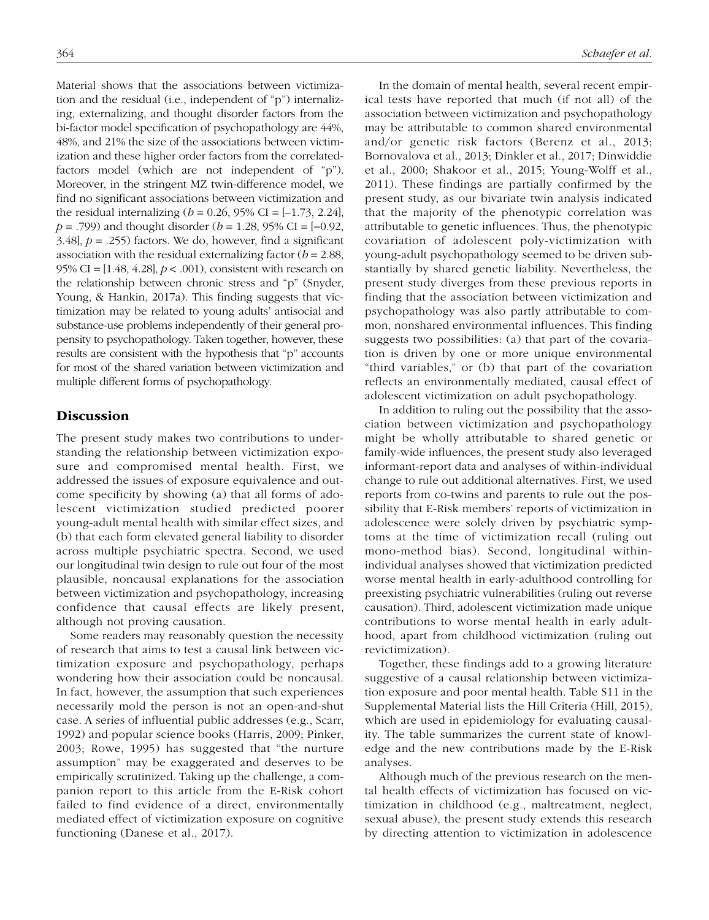Material shows that the associations between victimization and the residual (i.e., independent of "p") internalizing, externalizing, and thought disorder factors from the bi-factor model specification of psychopathology are 44%, 48%, and 21% the size of the associations between victimization and these higher order factors from the correlated-factors model (which are not independent of "p"). Moreover, in the stringent MZ twin-difference model, we find no significant associations between victimization and the residual internalizing ($b$ = 0.26, 95% CI = [–1.73, 2.24], $p$ = .799) and thought disorder ($b$ = 1.28, 95% CI = [–0.92, 3.48], $p$ = .255) factors. We do, however, find a significant association with the residual externalizing factor ($b$ = 2.88, 95% CI = [1.48, 4.28], $p$ < .001), consistent with research on the relationship between chronic stress and "p" (Snyder, Young, & Hankin, 2017a). This finding suggests that victimization may be related to young adults' antisocial and substance-use problems independently of their general propensity to psychopathology. Taken together, however, these results are consistent with the hypothesis that "p" accounts for most of the shared variation between victimization and multiple different forms of psychopathology.

## Discussion

The present study makes two contributions to understanding the relationship between victimization exposure and compromised mental health. First, we addressed the issues of exposure equivalence and outcome specificity by showing (a) that all forms of adolescent victimization studied predicted poorer young-adult mental health with similar effect sizes, and (b) that each form elevated general liability to disorder across multiple psychiatric spectra. Second, we used our longitudinal twin design to rule out four of the most plausible, noncausal explanations for the association between victimization and psychopathology, increasing confidence that causal effects are likely present, although not proving causation.

Some readers may reasonably question the necessity of research that aims to test a causal link between victimization exposure and psychopathology, perhaps wondering how their association could be noncausal. In fact, however, the assumption that such experiences necessarily mold the person is not an open-and-shut case. A series of influential public addresses (e.g., Scarr, 1992) and popular science books (Harris, 2009; Pinker, 2003; Rowe, 1995) has suggested that "the nurture assumption" may be exaggerated and deserves to be empirically scrutinized. Taking up the challenge, a companion report to this article from the E-Risk cohort failed to find evidence of a direct, environmentally mediated effect of victimization exposure on cognitive functioning (Danese et al., 2017).

In the domain of mental health, several recent empirical tests have reported that much (if not all) of the association between victimization and psychopathology may be attributable to common shared environmental and/or genetic risk factors (Berenz et al., 2013; Bornovalova et al., 2013; Dinkler et al., 2017; Dinwiddie et al., 2000; Shakoor et al., 2015; Young-Wolff et al., 2011). These findings are partially confirmed by the present study, as our bivariate twin analysis indicated that the majority of the phenotypic correlation was attributable to genetic influences. Thus, the phenotypic covariation of adolescent poly-victimization with young-adult psychopathology seemed to be driven substantially by shared genetic liability. Nevertheless, the present study diverges from these previous reports in finding that the association between victimization and psychopathology was also partly attributable to common, nonshared environmental influences. This finding suggests two possibilities: (a) that part of the covariation is driven by one or more unique environmental "third variables," or (b) that part of the covariation reflects an environmentally mediated, causal effect of adolescent victimization on adult psychopathology.

In addition to ruling out the possibility that the association between victimization and psychopathology might be wholly attributable to shared genetic or family-wide influences, the present study also leveraged informant-report data and analyses of within-individual change to rule out additional alternatives. First, we used reports from co-twins and parents to rule out the possibility that E-Risk members' reports of victimization in adolescence were solely driven by psychiatric symptoms at the time of victimization recall (ruling out mono-method bias). Second, longitudinal within-individual analyses showed that victimization predicted worse mental health in early-adulthood controlling for preexisting psychiatric vulnerabilities (ruling out reverse causation). Third, adolescent victimization made unique contributions to worse mental health in early adulthood, apart from childhood victimization (ruling out revictimization).

Together, these findings add to a growing literature suggestive of a causal relationship between victimization exposure and poor mental health. Table S11 in the Supplemental Material lists the Hill Criteria (Hill, 2015), which are used in epidemiology for evaluating causality. The table summarizes the current state of knowledge and the new contributions made by the E-Risk analyses.

Although much of the previous research on the mental health effects of victimization has focused on victimization in childhood (e.g., maltreatment, neglect, sexual abuse), the present study extends this research by directing attention to victimization in adolescence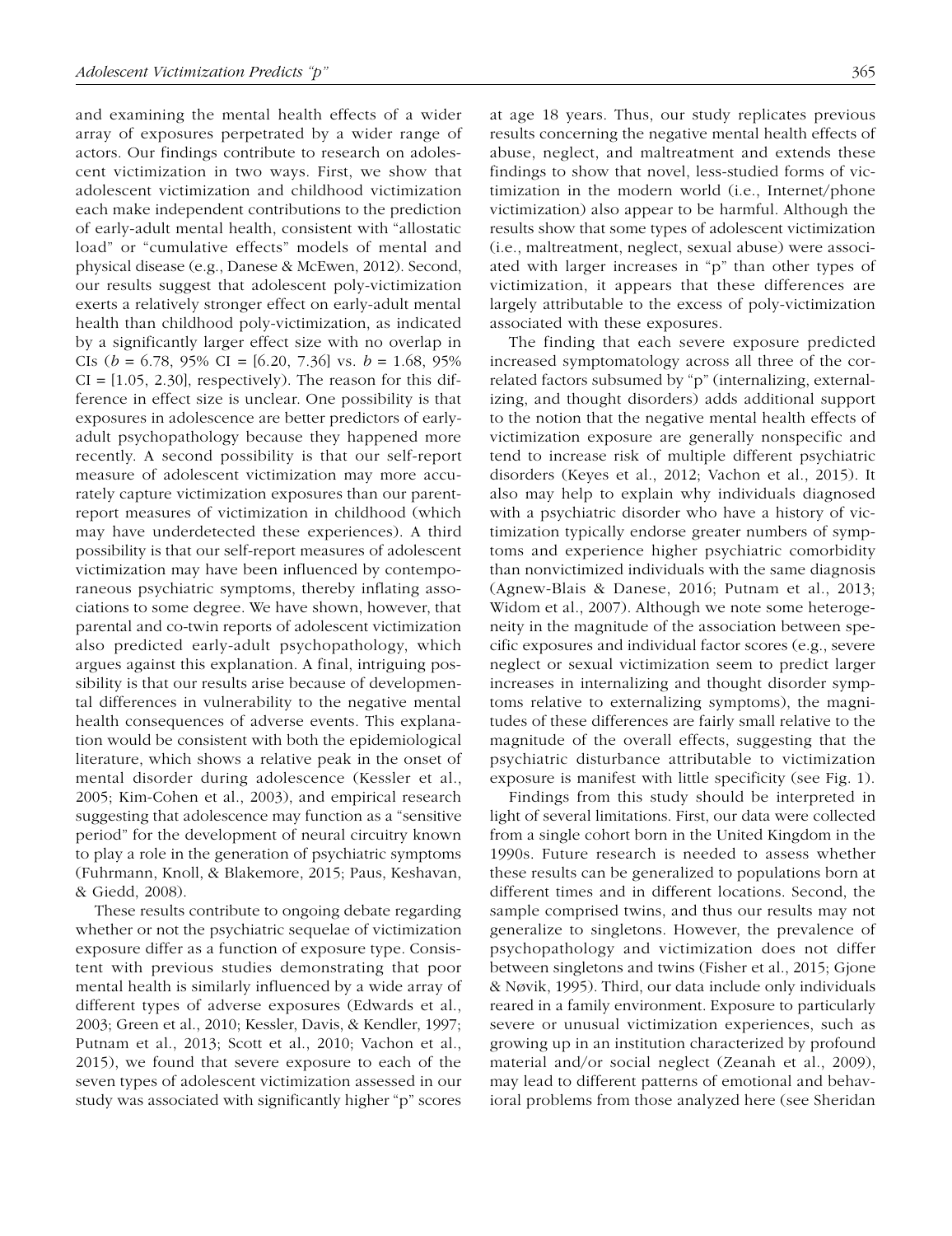and examining the mental health effects of a wider array of exposures perpetrated by a wider range of actors. Our findings contribute to research on adolescent victimization in two ways. First, we show that adolescent victimization and childhood victimization each make independent contributions to the prediction of early-adult mental health, consistent with "allostatic load" or "cumulative effects" models of mental and physical disease (e.g., Danese & McEwen, 2012). Second, our results suggest that adolescent poly-victimization exerts a relatively stronger effect on early-adult mental health than childhood poly-victimization, as indicated by a significantly larger effect size with no overlap in CIs ($b$ = 6.78, 95% CI = [6.20, 7.36] vs. $b$ = 1.68, 95% CI = [1.05, 2.30], respectively). The reason for this difference in effect size is unclear. One possibility is that exposures in adolescence are better predictors of early-adult psychopathology because they happened more recently. A second possibility is that our self-report measure of adolescent victimization may more accurately capture victimization exposures than our parent-report measures of victimization in childhood (which may have underdetected these experiences). A third possibility is that our self-report measures of adolescent victimization may have been influenced by contemporaneous psychiatric symptoms, thereby inflating associations to some degree. We have shown, however, that parental and co-twin reports of adolescent victimization also predicted early-adult psychopathology, which argues against this explanation. A final, intriguing possibility is that our results arise because of developmental differences in vulnerability to the negative mental health consequences of adverse events. This explanation would be consistent with both the epidemiological literature, which shows a relative peak in the onset of mental disorder during adolescence (Kessler et al., 2005; Kim-Cohen et al., 2003), and empirical research suggesting that adolescence may function as a "sensitive period" for the development of neural circuitry known to play a role in the generation of psychiatric symptoms (Fuhrmann, Knoll, & Blakemore, 2015; Paus, Keshavan, & Giedd, 2008).

These results contribute to ongoing debate regarding whether or not the psychiatric sequelae of victimization exposure differ as a function of exposure type. Consistent with previous studies demonstrating that poor mental health is similarly influenced by a wide array of different types of adverse exposures (Edwards et al., 2003; Green et al., 2010; Kessler, Davis, & Kendler, 1997; Putnam et al., 2013; Scott et al., 2010; Vachon et al., 2015), we found that severe exposure to each of the seven types of adolescent victimization assessed in our study was associated with significantly higher "p" scores at age 18 years. Thus, our study replicates previous results concerning the negative mental health effects of abuse, neglect, and maltreatment and extends these findings to show that novel, less-studied forms of victimization in the modern world (i.e., Internet/phone victimization) also appear to be harmful. Although the results show that some types of adolescent victimization (i.e., maltreatment, neglect, sexual abuse) were associated with larger increases in "p" than other types of victimization, it appears that these differences are largely attributable to the excess of poly-victimization associated with these exposures.

The finding that each severe exposure predicted increased symptomatology across all three of the correlated factors subsumed by "p" (internalizing, externalizing, and thought disorders) adds additional support to the notion that the negative mental health effects of victimization exposure are generally nonspecific and tend to increase risk of multiple different psychiatric disorders (Keyes et al., 2012; Vachon et al., 2015). It also may help to explain why individuals diagnosed with a psychiatric disorder who have a history of victimization typically endorse greater numbers of symptoms and experience higher psychiatric comorbidity than nonvictimized individuals with the same diagnosis (Agnew-Blais & Danese, 2016; Putnam et al., 2013; Widom et al., 2007). Although we note some heterogeneity in the magnitude of the association between specific exposures and individual factor scores (e.g., severe neglect or sexual victimization seem to predict larger increases in internalizing and thought disorder symptoms relative to externalizing symptoms), the magnitudes of these differences are fairly small relative to the magnitude of the overall effects, suggesting that the psychiatric disturbance attributable to victimization exposure is manifest with little specificity (see Fig. 1).

Findings from this study should be interpreted in light of several limitations. First, our data were collected from a single cohort born in the United Kingdom in the 1990s. Future research is needed to assess whether these results can be generalized to populations born at different times and in different locations. Second, the sample comprised twins, and thus our results may not generalize to singletons. However, the prevalence of psychopathology and victimization does not differ between singletons and twins (Fisher et al., 2015; Gjone & Nøvik, 1995). Third, our data include only individuals reared in a family environment. Exposure to particularly severe or unusual victimization experiences, such as growing up in an institution characterized by profound material and/or social neglect (Zeanah et al., 2009), may lead to different patterns of emotional and behavioral problems from those analyzed here (see Sheridan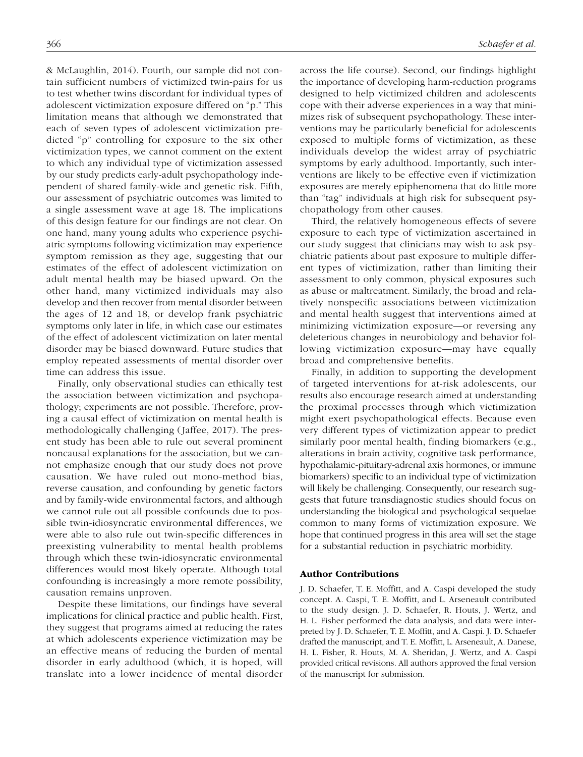& McLaughlin, 2014). Fourth, our sample did not contain sufficient numbers of victimized twin-pairs for us to test whether twins discordant for individual types of adolescent victimization exposure differed on "p." This limitation means that although we demonstrated that each of seven types of adolescent victimization predicted "p" controlling for exposure to the six other victimization types, we cannot comment on the extent to which any individual type of victimization assessed by our study predicts early-adult psychopathology independent of shared family-wide and genetic risk. Fifth, our assessment of psychiatric outcomes was limited to a single assessment wave at age 18. The implications of this design feature for our findings are not clear. On one hand, many young adults who experience psychiatric symptoms following victimization may experience symptom remission as they age, suggesting that our estimates of the effect of adolescent victimization on adult mental health may be biased upward. On the other hand, many victimized individuals may also develop and then recover from mental disorder between the ages of 12 and 18, or develop frank psychiatric symptoms only later in life, in which case our estimates of the effect of adolescent victimization on later mental disorder may be biased downward. Future studies that employ repeated assessments of mental disorder over time can address this issue.

Finally, only observational studies can ethically test the association between victimization and psychopathology; experiments are not possible. Therefore, proving a causal effect of victimization on mental health is methodologically challenging (Jaffee, 2017). The present study has been able to rule out several prominent noncausal explanations for the association, but we cannot emphasize enough that our study does not prove causation. We have ruled out mono-method bias, reverse causation, and confounding by genetic factors and by family-wide environmental factors, and although we cannot rule out all possible confounds due to possible twin-idiosyncratic environmental differences, we were able to also rule out twin-specific differences in preexisting vulnerability to mental health problems through which these twin-idiosyncratic environmental differences would most likely operate. Although total confounding is increasingly a more remote possibility, causation remains unproven.

Despite these limitations, our findings have several implications for clinical practice and public health. First, they suggest that programs aimed at reducing the rates at which adolescents experience victimization may be an effective means of reducing the burden of mental disorder in early adulthood (which, it is hoped, will translate into a lower incidence of mental disorder across the life course). Second, our findings highlight the importance of developing harm-reduction programs designed to help victimized children and adolescents cope with their adverse experiences in a way that minimizes risk of subsequent psychopathology. These interventions may be particularly beneficial for adolescents exposed to multiple forms of victimization, as these individuals develop the widest array of psychiatric symptoms by early adulthood. Importantly, such interventions are likely to be effective even if victimization exposures are merely epiphenomena that do little more than "tag" individuals at high risk for subsequent psychopathology from other causes.

Third, the relatively homogeneous effects of severe exposure to each type of victimization ascertained in our study suggest that clinicians may wish to ask psychiatric patients about past exposure to multiple different types of victimization, rather than limiting their assessment to only common, physical exposures such as abuse or maltreatment. Similarly, the broad and relatively nonspecific associations between victimization and mental health suggest that interventions aimed at minimizing victimization exposure—or reversing any deleterious changes in neurobiology and behavior following victimization exposure—may have equally broad and comprehensive benefits.

Finally, in addition to supporting the development of targeted interventions for at-risk adolescents, our results also encourage research aimed at understanding the proximal processes through which victimization might exert psychopathological effects. Because even very different types of victimization appear to predict similarly poor mental health, finding biomarkers (e.g., alterations in brain activity, cognitive task performance, hypothalamic-pituitary-adrenal axis hormones, or immune biomarkers) specific to an individual type of victimization will likely be challenging. Consequently, our research suggests that future transdiagnostic studies should focus on understanding the biological and psychological sequelae common to many forms of victimization exposure. We hope that continued progress in this area will set the stage for a substantial reduction in psychiatric morbidity.

## Author Contributions

J. D. Schaefer, T. E. Moffitt, and A. Caspi developed the study concept. A. Caspi, T. E. Moffitt, and L. Arseneault contributed to the study design. J. D. Schaefer, R. Houts, J. Wertz, and H. L. Fisher performed the data analysis, and data were interpreted by J. D. Schaefer, T. E. Moffitt, and A. Caspi. J. D. Schaefer drafted the manuscript, and T. E. Moffitt, L. Arseneault, A. Danese, H. L. Fisher, R. Houts, M. A. Sheridan, J. Wertz, and A. Caspi provided critical revisions. All authors approved the final version of the manuscript for submission.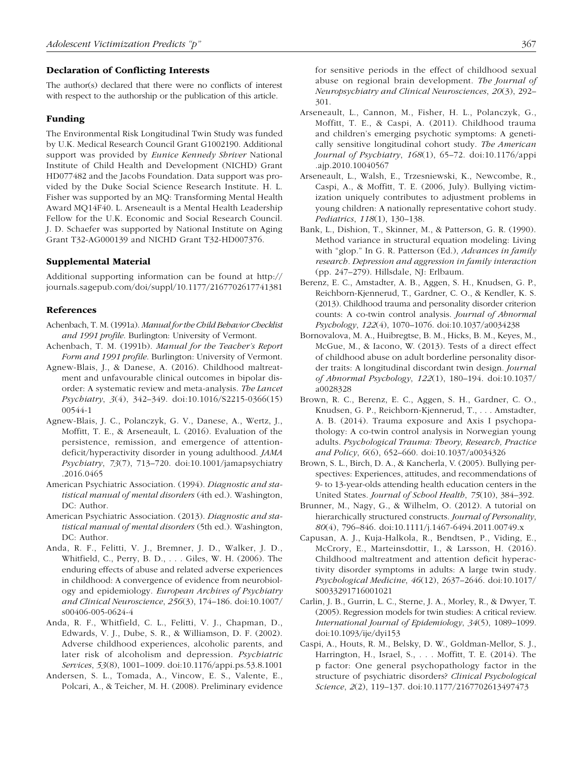## Declaration of Conflicting Interests

The author(s) declared that there were no conflicts of interest with respect to the authorship or the publication of this article.

## Funding

The Environmental Risk Longitudinal Twin Study was funded by U.K. Medical Research Council Grant G1002190. Additional support was provided by *Eunice Kennedy Shriver* National Institute of Child Health and Development (NICHD) Grant HD077482 and the Jacobs Foundation. Data support was provided by the Duke Social Science Research Institute. H. L. Fisher was supported by an MQ: Transforming Mental Health Award MQ14F40. L. Arseneault is a Mental Health Leadership Fellow for the U.K. Economic and Social Research Council. J. D. Schaefer was supported by National Institute on Aging Grant T32-AG000139 and NICHD Grant T32-HD007376.

## Supplemental Material

Additional supporting information can be found at http://journals.sagepub.com/doi/suppl/10.1177/2167702617741381

## References

Achenbach, T. M. (1991a). *Manual for the Child Behavior Checklist and 1991 profile*. Burlington: University of Vermont.

Achenbach, T. M. (1991b). *Manual for the Teacher's Report Form and 1991 profile*. Burlington: University of Vermont.

Agnew-Blais, J., & Danese, A. (2016). Childhood maltreatment and unfavourable clinical outcomes in bipolar disorder: A systematic review and meta-analysis. *The Lancet Psychiatry*, *3*(4), 342–349. doi:10.1016/S2215-0366(15)00544-1

Agnew-Blais, J. C., Polanczyk, G. V., Danese, A., Wertz, J., Moffitt, T. E., & Arseneault, L. (2016). Evaluation of the persistence, remission, and emergence of attention-deficit/hyperactivity disorder in young adulthood. *JAMA Psychiatry*, *73*(7), 713–720. doi:10.1001/jamapsychiatry.2016.0465

American Psychiatric Association. (1994). *Diagnostic and statistical manual of mental disorders* (4th ed.). Washington, DC: Author.

American Psychiatric Association. (2013). *Diagnostic and statistical manual of mental disorders* (5th ed.). Washington, DC: Author.

Anda, R. F., Felitti, V. J., Bremner, J. D., Walker, J. D., Whitfield, C., Perry, B. D., . . . Giles, W. H. (2006). The enduring effects of abuse and related adverse experiences in childhood: A convergence of evidence from neurobiology and epidemiology. *European Archives of Psychiatry and Clinical Neuroscience*, *256*(3), 174–186. doi:10.1007/s00406-005-0624-4

Anda, R. F., Whitfield, C. L., Felitti, V. J., Chapman, D., Edwards, V. J., Dube, S. R., & Williamson, D. F. (2002). Adverse childhood experiences, alcoholic parents, and later risk of alcoholism and depression. *Psychiatric Services*, *53*(8), 1001–1009. doi:10.1176/appi.ps.53.8.1001

Andersen, S. L., Tomada, A., Vincow, E. S., Valente, E., Polcari, A., & Teicher, M. H. (2008). Preliminary evidence for sensitive periods in the effect of childhood sexual abuse on regional brain development. *The Journal of Neuropsychiatry and Clinical Neurosciences*, *20*(3), 292–301.

Arseneault, L., Cannon, M., Fisher, H. L., Polanczyk, G., Moffitt, T. E., & Caspi, A. (2011). Childhood trauma and children's emerging psychotic symptoms: A genetically sensitive longitudinal cohort study. *The American Journal of Psychiatry*, *168*(1), 65–72. doi:10.1176/appi.ajp.2010.10040567

Arseneault, L., Walsh, E., Trzesniewski, K., Newcombe, R., Caspi, A., & Moffitt, T. E. (2006, July). Bullying victimization uniquely contributes to adjustment problems in young children: A nationally representative cohort study. *Pediatrics*, *118*(1), 130–138.

Bank, L., Dishion, T., Skinner, M., & Patterson, G. R. (1990). Method variance in structural equation modeling: Living with "glop." In G. R. Patterson (Ed.), *Advances in family research. Depression and aggression in family interaction* (pp. 247–279). Hillsdale, NJ: Erlbaum.

Berenz, E. C., Amstadter, A. B., Aggen, S. H., Knudsen, G. P., Reichborn-Kjennerud, T., Gardner, C. O., & Kendler, K. S. (2013). Childhood trauma and personality disorder criterion counts: A co-twin control analysis. *Journal of Abnormal Psychology*, *122*(4), 1070–1076. doi:10.1037/a0034238

Bornovalova, M. A., Huibregtse, B. M., Hicks, B. M., Keyes, M., McGue, M., & Iacono, W. (2013). Tests of a direct effect of childhood abuse on adult borderline personality disorder traits: A longitudinal discordant twin design. *Journal of Abnormal Psychology*, *122*(1), 180–194. doi:10.1037/a0028328

Brown, R. C., Berenz, E. C., Aggen, S. H., Gardner, C. O., Knudsen, G. P., Reichborn-Kjennerud, T., . . . Amstadter, A. B. (2014). Trauma exposure and Axis I psychopathology: A co-twin control analysis in Norwegian young adults. *Psychological Trauma: Theory, Research, Practice and Policy*, *6*(6), 652–660. doi:10.1037/a0034326

Brown, S. L., Birch, D. A., & Kancherla, V. (2005). Bullying perspectives: Experiences, attitudes, and recommendations of 9- to 13-year-olds attending health education centers in the United States. *Journal of School Health*, *75*(10), 384–392.

Brunner, M., Nagy, G., & Wilhelm, O. (2012). A tutorial on hierarchically structured constructs. *Journal of Personality*, *80*(4), 796–846. doi:10.1111/j.1467-6494.2011.00749.x

Capusan, A. J., Kuja-Halkola, R., Bendtsen, P., Viding, E., McCrory, E., Marteinsdottir, I., & Larsson, H. (2016). Childhood maltreatment and attention deficit hyperactivity disorder symptoms in adults: A large twin study. *Psychological Medicine*, *46*(12), 2637–2646. doi:10.1017/S0033291716001021

Carlin, J. B., Gurrin, L. C., Sterne, J. A., Morley, R., & Dwyer, T. (2005). Regression models for twin studies: A critical review. *International Journal of Epidemiology*, *34*(5), 1089–1099. doi:10.1093/ije/dyi153

Caspi, A., Houts, R. M., Belsky, D. W., Goldman-Mellor, S. J., Harrington, H., Israel, S., . . . Moffitt, T. E. (2014). The p factor: One general psychopathology factor in the structure of psychiatric disorders? *Clinical Psychological Science*, *2*(2), 119–137. doi:10.1177/2167702613497473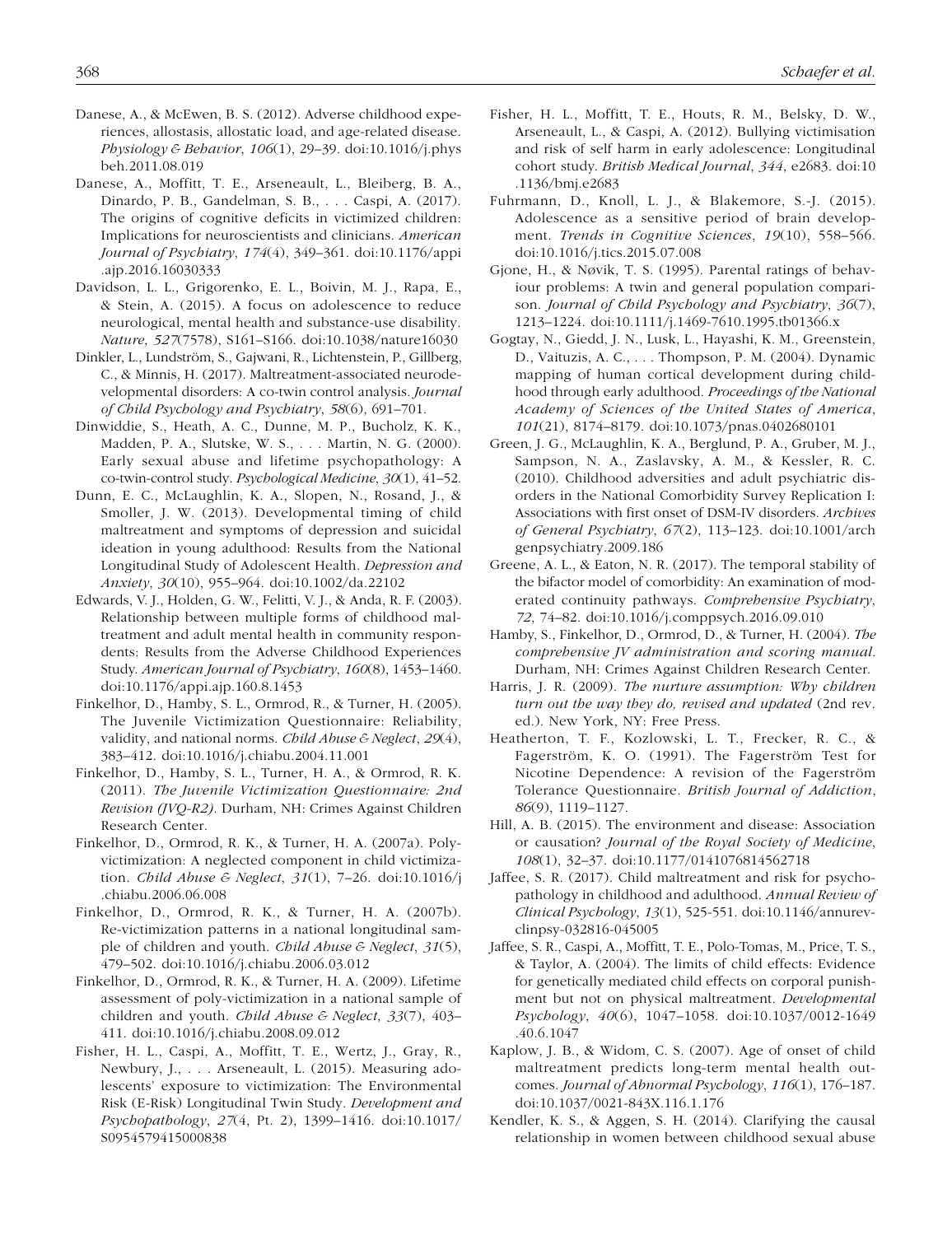Danese, A., & McEwen, B. S. (2012). Adverse childhood experiences, allostasis, allostatic load, and age-related disease. *Physiology & Behavior*, *106*(1), 29–39. doi:10.1016/j.physbeh.2011.08.019

Danese, A., Moffitt, T. E., Arseneault, L., Bleiberg, B. A., Dinardo, P. B., Gandelman, S. B., . . . Caspi, A. (2017). The origins of cognitive deficits in victimized children: Implications for neuroscientists and clinicians. *American Journal of Psychiatry*, *174*(4), 349–361. doi:10.1176/appi.ajp.2016.16030333

Davidson, L. L., Grigorenko, E. L., Boivin, M. J., Rapa, E., & Stein, A. (2015). A focus on adolescence to reduce neurological, mental health and substance-use disability. *Nature*, *527*(7578), S161–S166. doi:10.1038/nature16030

Dinkler, L., Lundström, S., Gajwani, R., Lichtenstein, P., Gillberg, C., & Minnis, H. (2017). Maltreatment-associated neurodevelopmental disorders: A co-twin control analysis. *Journal of Child Psychology and Psychiatry*, *58*(6), 691–701.

Dinwiddie, S., Heath, A. C., Dunne, M. P., Bucholz, K. K., Madden, P. A., Slutske, W. S., . . . Martin, N. G. (2000). Early sexual abuse and lifetime psychopathology: A co-twin-control study. *Psychological Medicine*, *30*(1), 41–52.

Dunn, E. C., McLaughlin, K. A., Slopen, N., Rosand, J., & Smoller, J. W. (2013). Developmental timing of child maltreatment and symptoms of depression and suicidal ideation in young adulthood: Results from the National Longitudinal Study of Adolescent Health. *Depression and Anxiety*, *30*(10), 955–964. doi:10.1002/da.22102

Edwards, V. J., Holden, G. W., Felitti, V. J., & Anda, R. F. (2003). Relationship between multiple forms of childhood maltreatment and adult mental health in community respondents: Results from the Adverse Childhood Experiences Study. *American Journal of Psychiatry*, *160*(8), 1453–1460. doi:10.1176/appi.ajp.160.8.1453

Finkelhor, D., Hamby, S. L., Ormrod, R., & Turner, H. (2005). The Juvenile Victimization Questionnaire: Reliability, validity, and national norms. *Child Abuse & Neglect*, *29*(4), 383–412. doi:10.1016/j.chiabu.2004.11.001

Finkelhor, D., Hamby, S. L., Turner, H. A., & Ormrod, R. K. (2011). *The Juvenile Victimization Questionnaire: 2nd Revision (JVQ-R2)*. Durham, NH: Crimes Against Children Research Center.

Finkelhor, D., Ormrod, R. K., & Turner, H. A. (2007a). Poly-victimization: A neglected component in child victimization. *Child Abuse & Neglect*, *31*(1), 7–26. doi:10.1016/j.chiabu.2006.06.008

Finkelhor, D., Ormrod, R. K., & Turner, H. A. (2007b). Re-victimization patterns in a national longitudinal sample of children and youth. *Child Abuse & Neglect*, *31*(5), 479–502. doi:10.1016/j.chiabu.2006.03.012

Finkelhor, D., Ormrod, R. K., & Turner, H. A. (2009). Lifetime assessment of poly-victimization in a national sample of children and youth. *Child Abuse & Neglect*, *33*(7), 403–411. doi:10.1016/j.chiabu.2008.09.012

Fisher, H. L., Caspi, A., Moffitt, T. E., Wertz, J., Gray, R., Newbury, J., . . . Arseneault, L. (2015). Measuring adolescents' exposure to victimization: The Environmental Risk (E-Risk) Longitudinal Twin Study. *Development and Psychopathology*, *27*(4, Pt. 2), 1399–1416. doi:10.1017/S0954579415000838

Fisher, H. L., Moffitt, T. E., Houts, R. M., Belsky, D. W., Arseneault, L., & Caspi, A. (2012). Bullying victimisation and risk of self harm in early adolescence: Longitudinal cohort study. *British Medical Journal*, *344*, e2683. doi:10.1136/bmj.e2683

Fuhrmann, D., Knoll, L. J., & Blakemore, S.-J. (2015). Adolescence as a sensitive period of brain development. *Trends in Cognitive Sciences*, *19*(10), 558–566. doi:10.1016/j.tics.2015.07.008

Gjone, H., & Nøvik, T. S. (1995). Parental ratings of behaviour problems: A twin and general population comparison. *Journal of Child Psychology and Psychiatry*, *36*(7), 1213–1224. doi:10.1111/j.1469-7610.1995.tb01366.x

Gogtay, N., Giedd, J. N., Lusk, L., Hayashi, K. M., Greenstein, D., Vaituzis, A. C., . . . Thompson, P. M. (2004). Dynamic mapping of human cortical development during childhood through early adulthood. *Proceedings of the National Academy of Sciences of the United States of America*, *101*(21), 8174–8179. doi:10.1073/pnas.0402680101

Green, J. G., McLaughlin, K. A., Berglund, P. A., Gruber, M. J., Sampson, N. A., Zaslavsky, A. M., & Kessler, R. C. (2010). Childhood adversities and adult psychiatric disorders in the National Comorbidity Survey Replication I: Associations with first onset of DSM-IV disorders. *Archives of General Psychiatry*, *67*(2), 113–123. doi:10.1001/archgenpsychiatry.2009.186

Greene, A. L., & Eaton, N. R. (2017). The temporal stability of the bifactor model of comorbidity: An examination of moderated continuity pathways. *Comprehensive Psychiatry*, *72*, 74–82. doi:10.1016/j.comppsych.2016.09.010

Hamby, S., Finkelhor, D., Ormrod, D., & Turner, H. (2004). *The comprehensive JV administration and scoring manual*. Durham, NH: Crimes Against Children Research Center.

Harris, J. R. (2009). *The nurture assumption: Why children turn out the way they do, revised and updated* (2nd rev. ed.). New York, NY: Free Press.

Heatherton, T. F., Kozlowski, L. T., Frecker, R. C., & Fagerström, K. O. (1991). The Fagerström Test for Nicotine Dependence: A revision of the Fagerström Tolerance Questionnaire. *British Journal of Addiction*, *86*(9), 1119–1127.

Hill, A. B. (2015). The environment and disease: Association or causation? *Journal of the Royal Society of Medicine*, *108*(1), 32–37. doi:10.1177/0141076814562718

Jaffee, S. R. (2017). Child maltreatment and risk for psychopathology in childhood and adulthood. *Annual Review of Clinical Psychology*, *13*(1), 525-551. doi:10.1146/annurev-clinpsy-032816-045005

Jaffee, S. R., Caspi, A., Moffitt, T. E., Polo-Tomas, M., Price, T. S., & Taylor, A. (2004). The limits of child effects: Evidence for genetically mediated child effects on corporal punishment but not on physical maltreatment. *Developmental Psychology*, *40*(6), 1047–1058. doi:10.1037/0012-1649.40.6.1047

Kaplow, J. B., & Widom, C. S. (2007). Age of onset of child maltreatment predicts long-term mental health outcomes. *Journal of Abnormal Psychology*, *116*(1), 176–187. doi:10.1037/0021-843X.116.1.176

Kendler, K. S., & Aggen, S. H. (2014). Clarifying the causal relationship in women between childhood sexual abuse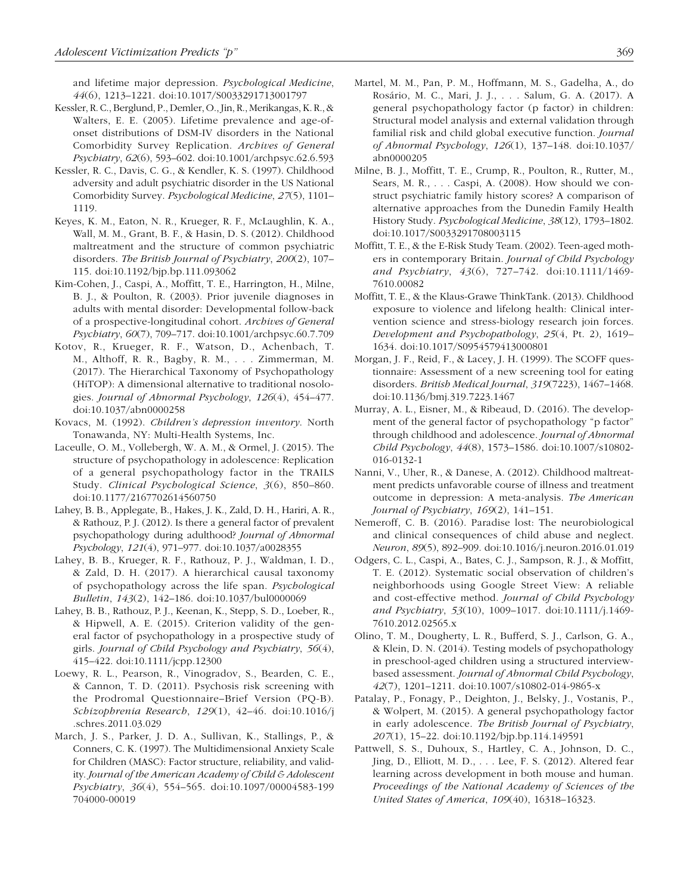and lifetime major depression. *Psychological Medicine*, *44*(6), 1213–1221. doi:10.1017/S0033291713001797

Kessler, R. C., Berglund, P., Demler, O., Jin, R., Merikangas, K. R., & Walters, E. E. (2005). Lifetime prevalence and age-of-onset distributions of DSM-IV disorders in the National Comorbidity Survey Replication. *Archives of General Psychiatry*, *62*(6), 593–602. doi:10.1001/archpsyc.62.6.593

Kessler, R. C., Davis, C. G., & Kendler, K. S. (1997). Childhood adversity and adult psychiatric disorder in the US National Comorbidity Survey. *Psychological Medicine*, *27*(5), 1101–1119.

Keyes, K. M., Eaton, N. R., Krueger, R. F., McLaughlin, K. A., Wall, M. M., Grant, B. F., & Hasin, D. S. (2012). Childhood maltreatment and the structure of common psychiatric disorders. *The British Journal of Psychiatry*, *200*(2), 107–115. doi:10.1192/bjp.bp.111.093062

Kim-Cohen, J., Caspi, A., Moffitt, T. E., Harrington, H., Milne, B. J., & Poulton, R. (2003). Prior juvenile diagnoses in adults with mental disorder: Developmental follow-back of a prospective-longitudinal cohort. *Archives of General Psychiatry*, *60*(7), 709–717. doi:10.1001/archpsyc.60.7.709

Kotov, R., Krueger, R. F., Watson, D., Achenbach, T. M., Althoff, R. R., Bagby, R. M., . . . Zimmerman, M. (2017). The Hierarchical Taxonomy of Psychopathology (HiTOP): A dimensional alternative to traditional nosologies. *Journal of Abnormal Psychology*, *126*(4), 454–477. doi:10.1037/abn0000258

Kovacs, M. (1992). *Children's depression inventory*. North Tonawanda, NY: Multi-Health Systems, Inc.

Laceulle, O. M., Vollebergh, W. A. M., & Ormel, J. (2015). The structure of psychopathology in adolescence: Replication of a general psychopathology factor in the TRAILS Study. *Clinical Psychological Science*, *3*(6), 850–860. doi:10.1177/2167702614560750

Lahey, B. B., Applegate, B., Hakes, J. K., Zald, D. H., Hariri, A. R., & Rathouz, P. J. (2012). Is there a general factor of prevalent psychopathology during adulthood? *Journal of Abnormal Psychology*, *121*(4), 971–977. doi:10.1037/a0028355

Lahey, B. B., Krueger, R. F., Rathouz, P. J., Waldman, I. D., & Zald, D. H. (2017). A hierarchical causal taxonomy of psychopathology across the life span. *Psychological Bulletin*, *143*(2), 142–186. doi:10.1037/bul0000069

Lahey, B. B., Rathouz, P. J., Keenan, K., Stepp, S. D., Loeber, R., & Hipwell, A. E. (2015). Criterion validity of the general factor of psychopathology in a prospective study of girls. *Journal of Child Psychology and Psychiatry*, *56*(4), 415–422. doi:10.1111/jcpp.12300

Loewy, R. L., Pearson, R., Vinogradov, S., Bearden, C. E., & Cannon, T. D. (2011). Psychosis risk screening with the Prodromal Questionnaire–Brief Version (PQ-B). *Schizophrenia Research*, *129*(1), 42–46. doi:10.1016/j.schres.2011.03.029

March, J. S., Parker, J. D. A., Sullivan, K., Stallings, P., & Conners, C. K. (1997). The Multidimensional Anxiety Scale for Children (MASC): Factor structure, reliability, and validity. *Journal of the American Academy of Child & Adolescent Psychiatry*, *36*(4), 554–565. doi:10.1097/00004583-199704000-00019

Martel, M. M., Pan, P. M., Hoffmann, M. S., Gadelha, A., do Rosário, M. C., Mari, J. J., . . . Salum, G. A. (2017). A general psychopathology factor (p factor) in children: Structural model analysis and external validation through familial risk and child global executive function. *Journal of Abnormal Psychology*, *126*(1), 137–148. doi:10.1037/abn0000205

Milne, B. J., Moffitt, T. E., Crump, R., Poulton, R., Rutter, M., Sears, M. R., . . . Caspi, A. (2008). How should we construct psychiatric family history scores? A comparison of alternative approaches from the Dunedin Family Health History Study. *Psychological Medicine*, *38*(12), 1793–1802. doi:10.1017/S0033291708003115

Moffitt, T. E., & the E-Risk Study Team. (2002). Teen-aged mothers in contemporary Britain. *Journal of Child Psychology and Psychiatry*, *43*(6), 727–742. doi:10.1111/1469-7610.00082

Moffitt, T. E., & the Klaus-Grawe ThinkTank. (2013). Childhood exposure to violence and lifelong health: Clinical intervention science and stress-biology research join forces. *Development and Psychopathology*, *25*(4, Pt. 2), 1619–1634. doi:10.1017/S0954579413000801

Morgan, J. F., Reid, F., & Lacey, J. H. (1999). The SCOFF questionnaire: Assessment of a new screening tool for eating disorders. *British Medical Journal*, *319*(7223), 1467–1468. doi:10.1136/bmj.319.7223.1467

Murray, A. L., Eisner, M., & Ribeaud, D. (2016). The development of the general factor of psychopathology "p factor" through childhood and adolescence. *Journal of Abnormal Child Psychology*, *44*(8), 1573–1586. doi:10.1007/s10802-016-0132-1

Nanni, V., Uher, R., & Danese, A. (2012). Childhood maltreatment predicts unfavorable course of illness and treatment outcome in depression: A meta-analysis. *The American Journal of Psychiatry*, *169*(2), 141–151.

Nemeroff, C. B. (2016). Paradise lost: The neurobiological and clinical consequences of child abuse and neglect. *Neuron*, *89*(5), 892–909. doi:10.1016/j.neuron.2016.01.019

Odgers, C. L., Caspi, A., Bates, C. J., Sampson, R. J., & Moffitt, T. E. (2012). Systematic social observation of children's neighborhoods using Google Street View: A reliable and cost-effective method. *Journal of Child Psychology and Psychiatry*, *53*(10), 1009–1017. doi:10.1111/j.1469-7610.2012.02565.x

Olino, T. M., Dougherty, L. R., Bufferd, S. J., Carlson, G. A., & Klein, D. N. (2014). Testing models of psychopathology in preschool-aged children using a structured interview-based assessment. *Journal of Abnormal Child Psychology*, *42*(7), 1201–1211. doi:10.1007/s10802-014-9865-x

Patalay, P., Fonagy, P., Deighton, J., Belsky, J., Vostanis, P., & Wolpert, M. (2015). A general psychopathology factor in early adolescence. *The British Journal of Psychiatry*, *207*(1), 15–22. doi:10.1192/bjp.bp.114.149591

Pattwell, S. S., Duhoux, S., Hartley, C. A., Johnson, D. C., Jing, D., Elliott, M. D., . . . Lee, F. S. (2012). Altered fear learning across development in both mouse and human. *Proceedings of the National Academy of Sciences of the United States of America*, *109*(40), 16318–16323.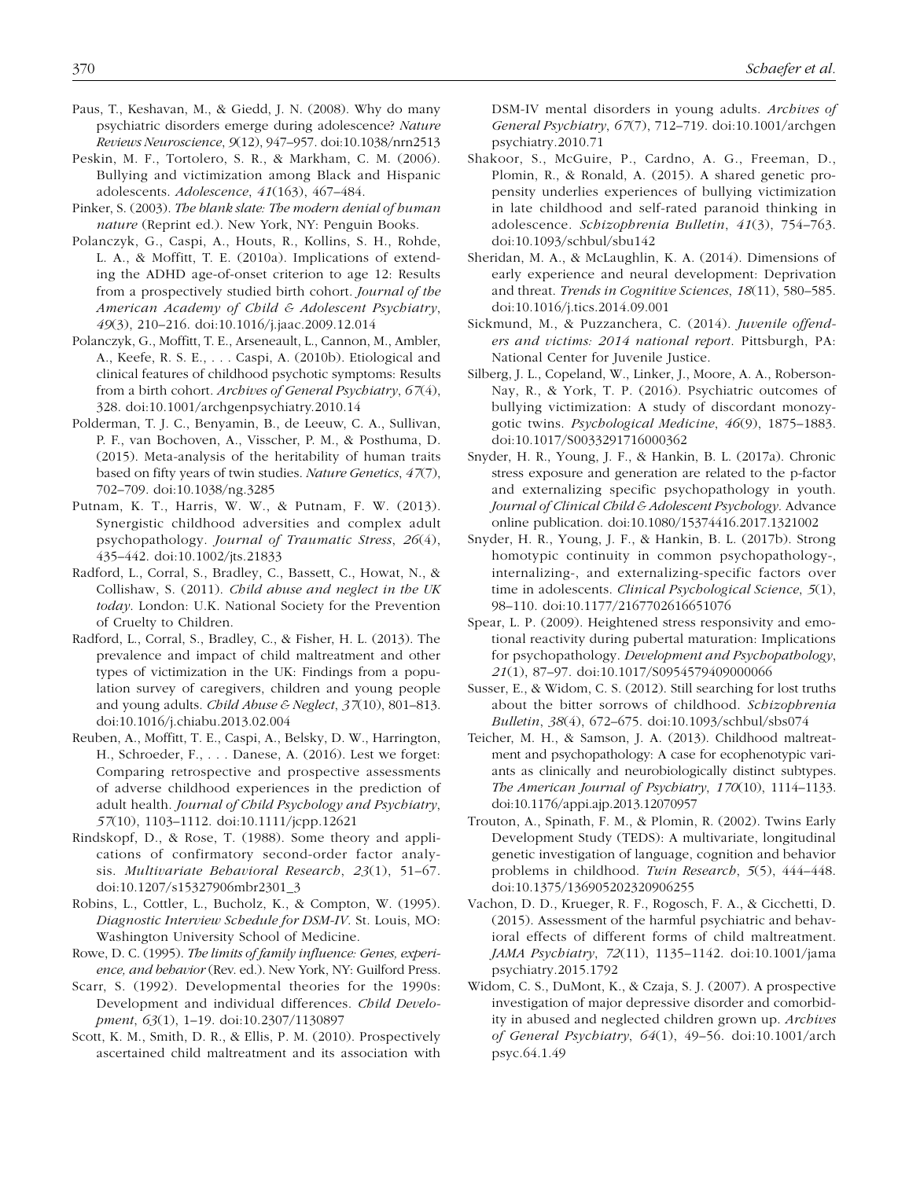Paus, T., Keshavan, M., & Giedd, J. N. (2008). Why do many psychiatric disorders emerge during adolescence? *Nature Reviews Neuroscience*, *9*(12), 947–957. doi:10.1038/nrn2513

Peskin, M. F., Tortolero, S. R., & Markham, C. M. (2006). Bullying and victimization among Black and Hispanic adolescents. *Adolescence*, *41*(163), 467–484.

Pinker, S. (2003). *The blank slate: The modern denial of human nature* (Reprint ed.). New York, NY: Penguin Books.

Polanczyk, G., Caspi, A., Houts, R., Kollins, S. H., Rohde, L. A., & Moffitt, T. E. (2010a). Implications of extending the ADHD age-of-onset criterion to age 12: Results from a prospectively studied birth cohort. *Journal of the American Academy of Child & Adolescent Psychiatry*, *49*(3), 210–216. doi:10.1016/j.jaac.2009.12.014

Polanczyk, G., Moffitt, T. E., Arseneault, L., Cannon, M., Ambler, A., Keefe, R. S. E., . . . Caspi, A. (2010b). Etiological and clinical features of childhood psychotic symptoms: Results from a birth cohort. *Archives of General Psychiatry*, *67*(4), 328. doi:10.1001/archgenpsychiatry.2010.14

Polderman, T. J. C., Benyamin, B., de Leeuw, C. A., Sullivan, P. F., van Bochoven, A., Visscher, P. M., & Posthuma, D. (2015). Meta-analysis of the heritability of human traits based on fifty years of twin studies. *Nature Genetics*, *47*(7), 702–709. doi:10.1038/ng.3285

Putnam, K. T., Harris, W. W., & Putnam, F. W. (2013). Synergistic childhood adversities and complex adult psychopathology. *Journal of Traumatic Stress*, *26*(4), 435–442. doi:10.1002/jts.21833

Radford, L., Corral, S., Bradley, C., Bassett, C., Howat, N., & Collishaw, S. (2011). *Child abuse and neglect in the UK today*. London: U.K. National Society for the Prevention of Cruelty to Children.

Radford, L., Corral, S., Bradley, C., & Fisher, H. L. (2013). The prevalence and impact of child maltreatment and other types of victimization in the UK: Findings from a population survey of caregivers, children and young people and young adults. *Child Abuse & Neglect*, *37*(10), 801–813. doi:10.1016/j.chiabu.2013.02.004

Reuben, A., Moffitt, T. E., Caspi, A., Belsky, D. W., Harrington, H., Schroeder, F., . . . Danese, A. (2016). Lest we forget: Comparing retrospective and prospective assessments of adverse childhood experiences in the prediction of adult health. *Journal of Child Psychology and Psychiatry*, *57*(10), 1103–1112. doi:10.1111/jcpp.12621

Rindskopf, D., & Rose, T. (1988). Some theory and applications of confirmatory second-order factor analysis. *Multivariate Behavioral Research*, *23*(1), 51–67. doi:10.1207/s15327906mbr2301_3

Robins, L., Cottler, L., Bucholz, K., & Compton, W. (1995). *Diagnostic Interview Schedule for DSM-IV*. St. Louis, MO: Washington University School of Medicine.

Rowe, D. C. (1995). *The limits of family influence: Genes, experience, and behavior* (Rev. ed.). New York, NY: Guilford Press.

Scarr, S. (1992). Developmental theories for the 1990s: Development and individual differences. *Child Development*, *63*(1), 1–19. doi:10.2307/1130897

Scott, K. M., Smith, D. R., & Ellis, P. M. (2010). Prospectively ascertained child maltreatment and its association with DSM-IV mental disorders in young adults. *Archives of General Psychiatry*, *67*(7), 712–719. doi:10.1001/archgenpsychiatry.2010.71

Shakoor, S., McGuire, P., Cardno, A. G., Freeman, D., Plomin, R., & Ronald, A. (2015). A shared genetic propensity underlies experiences of bullying victimization in late childhood and self-rated paranoid thinking in adolescence. *Schizophrenia Bulletin*, *41*(3), 754–763. doi:10.1093/schbul/sbu142

Sheridan, M. A., & McLaughlin, K. A. (2014). Dimensions of early experience and neural development: Deprivation and threat. *Trends in Cognitive Sciences*, *18*(11), 580–585. doi:10.1016/j.tics.2014.09.001

Sickmund, M., & Puzzanchera, C. (2014). *Juvenile offenders and victims: 2014 national report*. Pittsburgh, PA: National Center for Juvenile Justice.

Silberg, J. L., Copeland, W., Linker, J., Moore, A. A., Roberson-Nay, R., & York, T. P. (2016). Psychiatric outcomes of bullying victimization: A study of discordant monozygotic twins. *Psychological Medicine*, *46*(9), 1875–1883. doi:10.1017/S0033291716000362

Snyder, H. R., Young, J. F., & Hankin, B. L. (2017a). Chronic stress exposure and generation are related to the p-factor and externalizing specific psychopathology in youth. *Journal of Clinical Child & Adolescent Psychology*. Advance online publication. doi:10.1080/15374416.2017.1321002

Snyder, H. R., Young, J. F., & Hankin, B. L. (2017b). Strong homotypic continuity in common psychopathology-, internalizing-, and externalizing-specific factors over time in adolescents. *Clinical Psychological Science*, *5*(1), 98–110. doi:10.1177/2167702616651076

Spear, L. P. (2009). Heightened stress responsivity and emotional reactivity during pubertal maturation: Implications for psychopathology. *Development and Psychopathology*, *21*(1), 87–97. doi:10.1017/S0954579409000066

Susser, E., & Widom, C. S. (2012). Still searching for lost truths about the bitter sorrows of childhood. *Schizophrenia Bulletin*, *38*(4), 672–675. doi:10.1093/schbul/sbs074

Teicher, M. H., & Samson, J. A. (2013). Childhood maltreatment and psychopathology: A case for ecophenotypic variants as clinically and neurobiologically distinct subtypes. *The American Journal of Psychiatry*, *170*(10), 1114–1133. doi:10.1176/appi.ajp.2013.12070957

Trouton, A., Spinath, F. M., & Plomin, R. (2002). Twins Early Development Study (TEDS): A multivariate, longitudinal genetic investigation of language, cognition and behavior problems in childhood. *Twin Research*, *5*(5), 444–448. doi:10.1375/136905202320906255

Vachon, D. D., Krueger, R. F., Rogosch, F. A., & Cicchetti, D. (2015). Assessment of the harmful psychiatric and behavioral effects of different forms of child maltreatment. *JAMA Psychiatry*, *72*(11), 1135–1142. doi:10.1001/jamapsychiatry.2015.1792

Widom, C. S., DuMont, K., & Czaja, S. J. (2007). A prospective investigation of major depressive disorder and comorbidity in abused and neglected children grown up. *Archives of General Psychiatry*, *64*(1), 49–56. doi:10.1001/archpsyc.64.1.49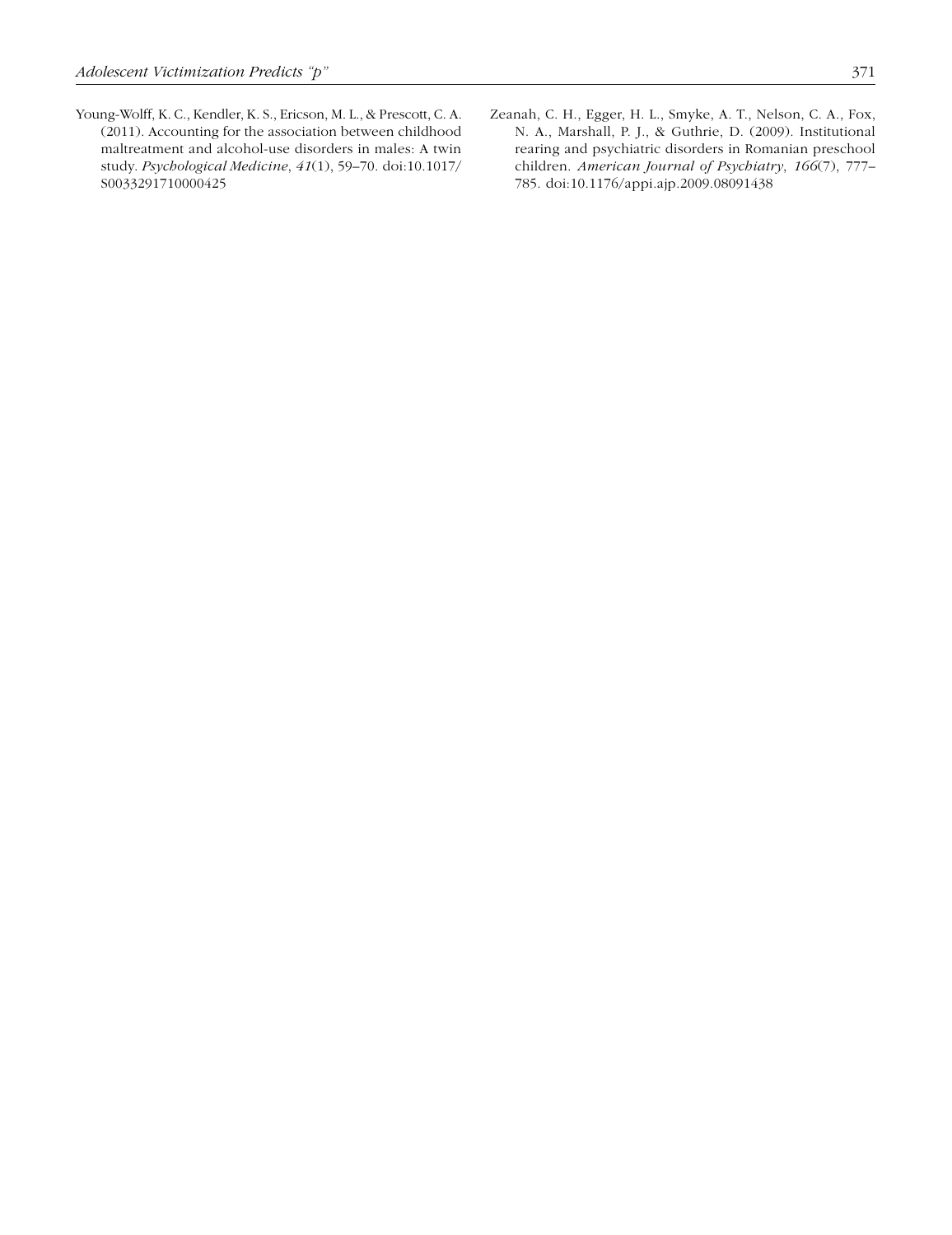Young-Wolff, K. C., Kendler, K. S., Ericson, M. L., & Prescott, C. A. (2011). Accounting for the association between childhood maltreatment and alcohol-use disorders in males: A twin study. *Psychological Medicine*, *41*(1), 59–70. doi:10.1017/S0033291710000425

Zeanah, C. H., Egger, H. L., Smyke, A. T., Nelson, C. A., Fox, N. A., Marshall, P. J., & Guthrie, D. (2009). Institutional rearing and psychiatric disorders in Romanian preschool children. *American Journal of Psychiatry*, *166*(7), 777–785. doi:10.1176/appi.ajp.2009.08091438